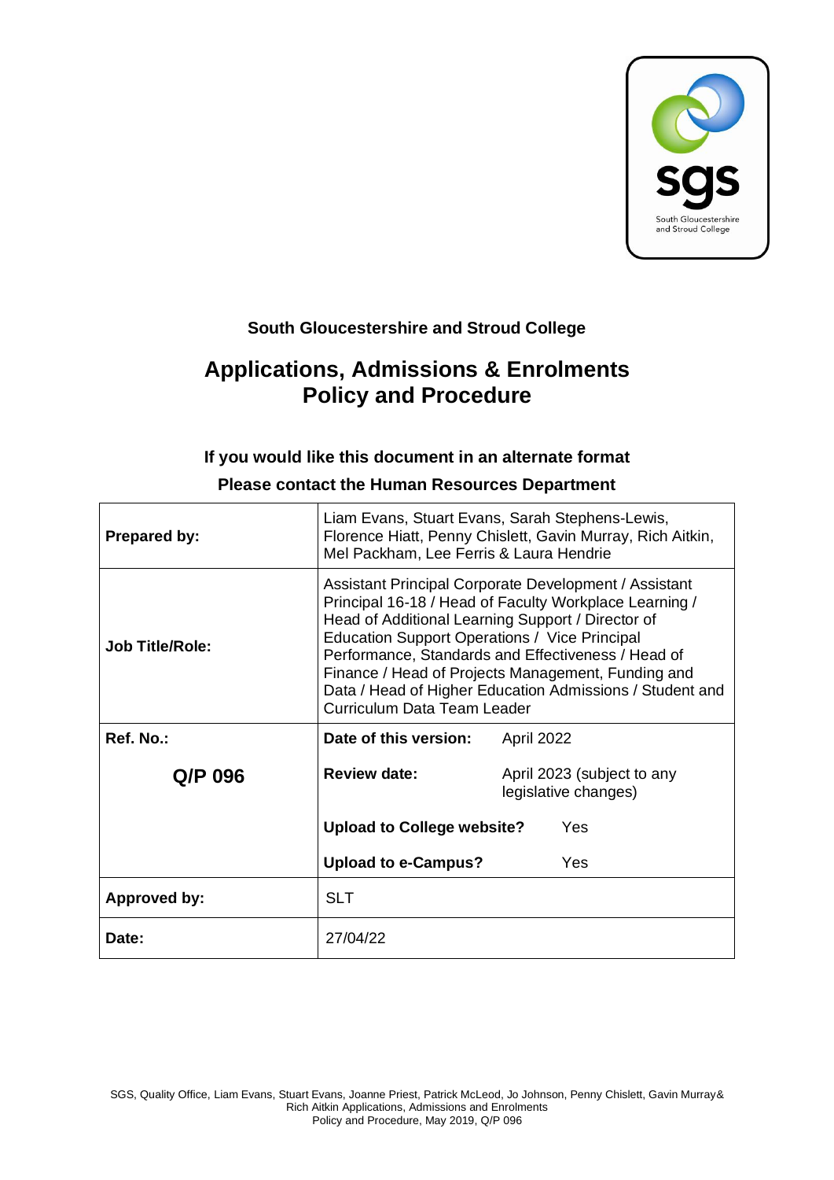**South Gloucestershire and Stroud College**

# Applications, Admissions & Enrolments Policy and Procedure

**If you would like this document in an alternate format**

**Please contact the Human Resources Department**

| | | |
|---|---|---|
| **Prepared by:** | Liam Evans, Stuart Evans, Sarah Stephens-Lewis, Florence Hiatt, Penny Chislett, Gavin Murray, Rich Aitkin, Mel Packham, Lee Ferris & Laura Hendrie | |
| **Job Title/Role:** | Assistant Principal Corporate Development / Assistant Principal 16-18 / Head of Faculty Workplace Learning / Head of Additional Learning Support / Director of Education Support Operations / Vice Principal Performance, Standards and Effectiveness / Head of Finance / Head of Projects Management, Funding and Data / Head of Higher Education Admissions / Student and Curriculum Data Team Leader | |
| **Ref. No.:** **Q/P 096** | **Date of this version:** | April 2022 |
| | **Review date:** | April 2023 (subject to any legislative changes) |
| | **Upload to College website?** | Yes |
| | **Upload to e-Campus?** | Yes |
| **Approved by:** | SLT | |
| **Date:** | 27/04/22 | |

SGS, Quality Office, Liam Evans, Stuart Evans, Joanne Priest, Patrick McLeod, Jo Johnson, Penny Chislett, Gavin Murray& Rich Aitkin Applications, Admissions and Enrolments Policy and Procedure, May 2019, Q/P 096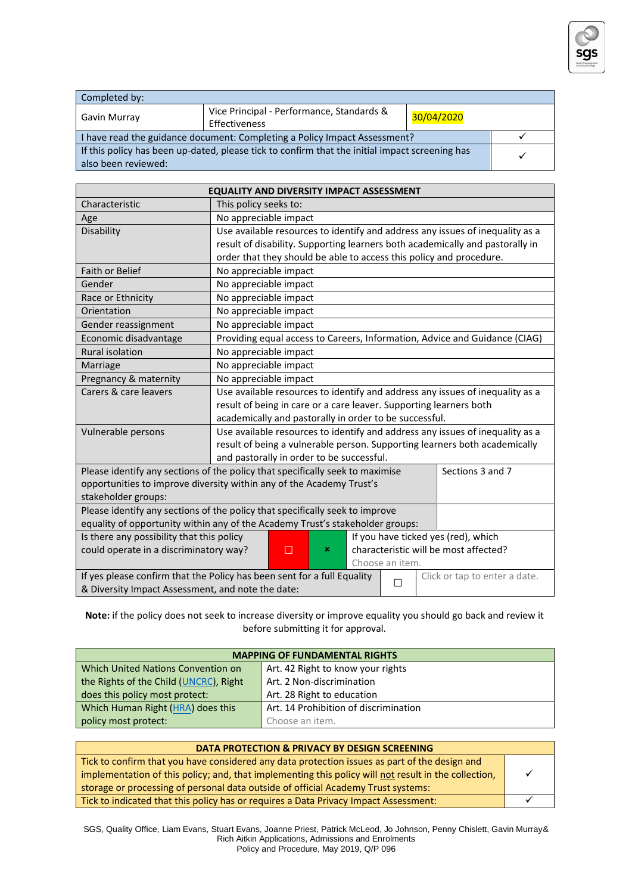| Completed by: | | | |
|---|---|---|---|
| Gavin Murray | Vice Principal - Performance, Standards & Effectiveness | 30/04/2020 | |
| I have read the guidance document: Completing a Policy Impact Assessment? | | | ✓ |
| If this policy has been up-dated, please tick to confirm that the initial impact screening has also been reviewed: | | | ✓ |

| EQUALITY AND DIVERSITY IMPACT ASSESSMENT | |
|---|---|
| Characteristic | This policy seeks to: |
| Age | No appreciable impact |
| Disability | Use available resources to identify and address any issues of inequality as a result of disability. Supporting learners both academically and pastorally in order that they should be able to access this policy and procedure. |
| Faith or Belief | No appreciable impact |
| Gender | No appreciable impact |
| Race or Ethnicity | No appreciable impact |
| Orientation | No appreciable impact |
| Gender reassignment | No appreciable impact |
| Economic disadvantage | Providing equal access to Careers, Information, Advice and Guidance (CIAG) |
| Rural isolation | No appreciable impact |
| Marriage | No appreciable impact |
| Pregnancy & maternity | No appreciable impact |
| Carers & care leavers | Use available resources to identify and address any issues of inequality as a result of being in care or a care leaver. Supporting learners both academically and pastorally in order to be successful. |
| Vulnerable persons | Use available resources to identify and address any issues of inequality as a result of being a vulnerable person. Supporting learners both academically and pastorally in order to be successful. |

| Please identify any sections of the policy that specifically seek to maximise opportunities to improve diversity within any of the Academy Trust's stakeholder groups: | Sections 3 and 7 |
|---|---|
| Please identify any sections of the policy that specifically seek to improve equality of opportunity within any of the Academy Trust's stakeholder groups: | |

| Is there any possibility that this policy could operate in a discriminatory way? | ☐ | ☒ | If you have ticked yes (red), which characteristic will be most affected? Choose an item. |
|---|---|---|---|
| If yes please confirm that the Policy has been sent for a full Equality & Diversity Impact Assessment, and note the date: | ☐ | | Click or tap to enter a date. |

**Note:** if the policy does not seek to increase diversity or improve equality you should go back and review it before submitting it for approval.

| MAPPING OF FUNDAMENTAL RIGHTS | |
|---|---|
| Which United Nations Convention on the Rights of the Child (UNCRC), Right does this policy most protect: | Art. 42 Right to know your rights<br>Art. 2 Non-discrimination<br>Art. 28 Right to education |
| Which Human Right (HRA) does this policy most protect: | Art. 14 Prohibition of discrimination<br>Choose an item. |

| DATA PROTECTION & PRIVACY BY DESIGN SCREENING | |
|---|---|
| Tick to confirm that you have considered any data protection issues as part of the design and implementation of this policy; and, that implementing this policy will not result in the collection, storage or processing of personal data outside of official Academy Trust systems: | ✓ |
| Tick to indicated that this policy has or requires a Data Privacy Impact Assessment: | ✓ |

SGS, Quality Office, Liam Evans, Stuart Evans, Joanne Priest, Patrick McLeod, Jo Johnson, Penny Chislett, Gavin Murray& Rich Aitkin Applications, Admissions and Enrolments
Policy and Procedure, May 2019, Q/P 096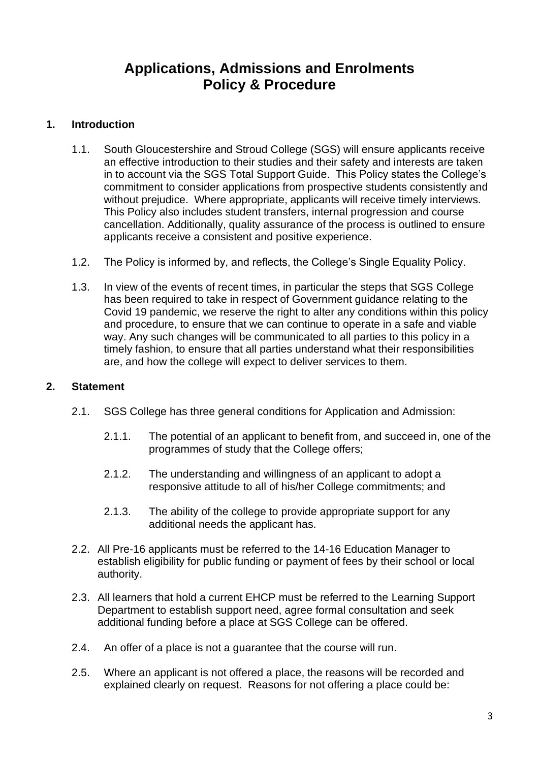# Applications, Admissions and Enrolments Policy & Procedure

## 1. Introduction

1.1. South Gloucestershire and Stroud College (SGS) will ensure applicants receive an effective introduction to their studies and their safety and interests are taken in to account via the SGS Total Support Guide. This Policy states the College's commitment to consider applications from prospective students consistently and without prejudice. Where appropriate, applicants will receive timely interviews. This Policy also includes student transfers, internal progression and course cancellation. Additionally, quality assurance of the process is outlined to ensure applicants receive a consistent and positive experience.

1.2. The Policy is informed by, and reflects, the College's Single Equality Policy.

1.3. In view of the events of recent times, in particular the steps that SGS College has been required to take in respect of Government guidance relating to the Covid 19 pandemic, we reserve the right to alter any conditions within this policy and procedure, to ensure that we can continue to operate in a safe and viable way. Any such changes will be communicated to all parties to this policy in a timely fashion, to ensure that all parties understand what their responsibilities are, and how the college will expect to deliver services to them.

## 2. Statement

2.1. SGS College has three general conditions for Application and Admission:

2.1.1. The potential of an applicant to benefit from, and succeed in, one of the programmes of study that the College offers;

2.1.2. The understanding and willingness of an applicant to adopt a responsive attitude to all of his/her College commitments; and

2.1.3. The ability of the college to provide appropriate support for any additional needs the applicant has.

2.2. All Pre-16 applicants must be referred to the 14-16 Education Manager to establish eligibility for public funding or payment of fees by their school or local authority.

2.3. All learners that hold a current EHCP must be referred to the Learning Support Department to establish support need, agree formal consultation and seek additional funding before a place at SGS College can be offered.

2.4. An offer of a place is not a guarantee that the course will run.

2.5. Where an applicant is not offered a place, the reasons will be recorded and explained clearly on request. Reasons for not offering a place could be: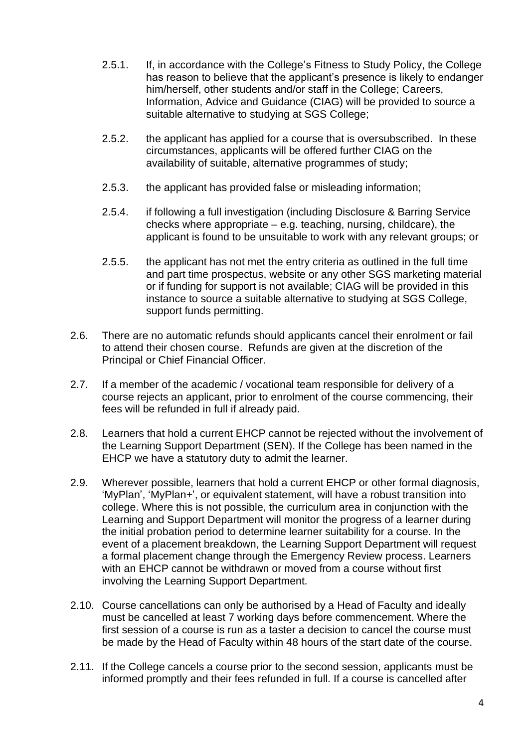- 2.5.1. If, in accordance with the College's Fitness to Study Policy, the College has reason to believe that the applicant's presence is likely to endanger him/herself, other students and/or staff in the College; Careers, Information, Advice and Guidance (CIAG) will be provided to source a suitable alternative to studying at SGS College;

- 2.5.2. the applicant has applied for a course that is oversubscribed. In these circumstances, applicants will be offered further CIAG on the availability of suitable, alternative programmes of study;

- 2.5.3. the applicant has provided false or misleading information;

- 2.5.4. if following a full investigation (including Disclosure & Barring Service checks where appropriate – e.g. teaching, nursing, childcare), the applicant is found to be unsuitable to work with any relevant groups; or

- 2.5.5. the applicant has not met the entry criteria as outlined in the full time and part time prospectus, website or any other SGS marketing material or if funding for support is not available; CIAG will be provided in this instance to source a suitable alternative to studying at SGS College, support funds permitting.

2.6. There are no automatic refunds should applicants cancel their enrolment or fail to attend their chosen course. Refunds are given at the discretion of the Principal or Chief Financial Officer.

2.7. If a member of the academic / vocational team responsible for delivery of a course rejects an applicant, prior to enrolment of the course commencing, their fees will be refunded in full if already paid.

2.8. Learners that hold a current EHCP cannot be rejected without the involvement of the Learning Support Department (SEN). If the College has been named in the EHCP we have a statutory duty to admit the learner.

2.9. Wherever possible, learners that hold a current EHCP or other formal diagnosis, 'MyPlan', 'MyPlan+', or equivalent statement, will have a robust transition into college. Where this is not possible, the curriculum area in conjunction with the Learning and Support Department will monitor the progress of a learner during the initial probation period to determine learner suitability for a course. In the event of a placement breakdown, the Learning Support Department will request a formal placement change through the Emergency Review process. Learners with an EHCP cannot be withdrawn or moved from a course without first involving the Learning Support Department.

2.10. Course cancellations can only be authorised by a Head of Faculty and ideally must be cancelled at least 7 working days before commencement. Where the first session of a course is run as a taster a decision to cancel the course must be made by the Head of Faculty within 48 hours of the start date of the course.

2.11. If the College cancels a course prior to the second session, applicants must be informed promptly and their fees refunded in full. If a course is cancelled after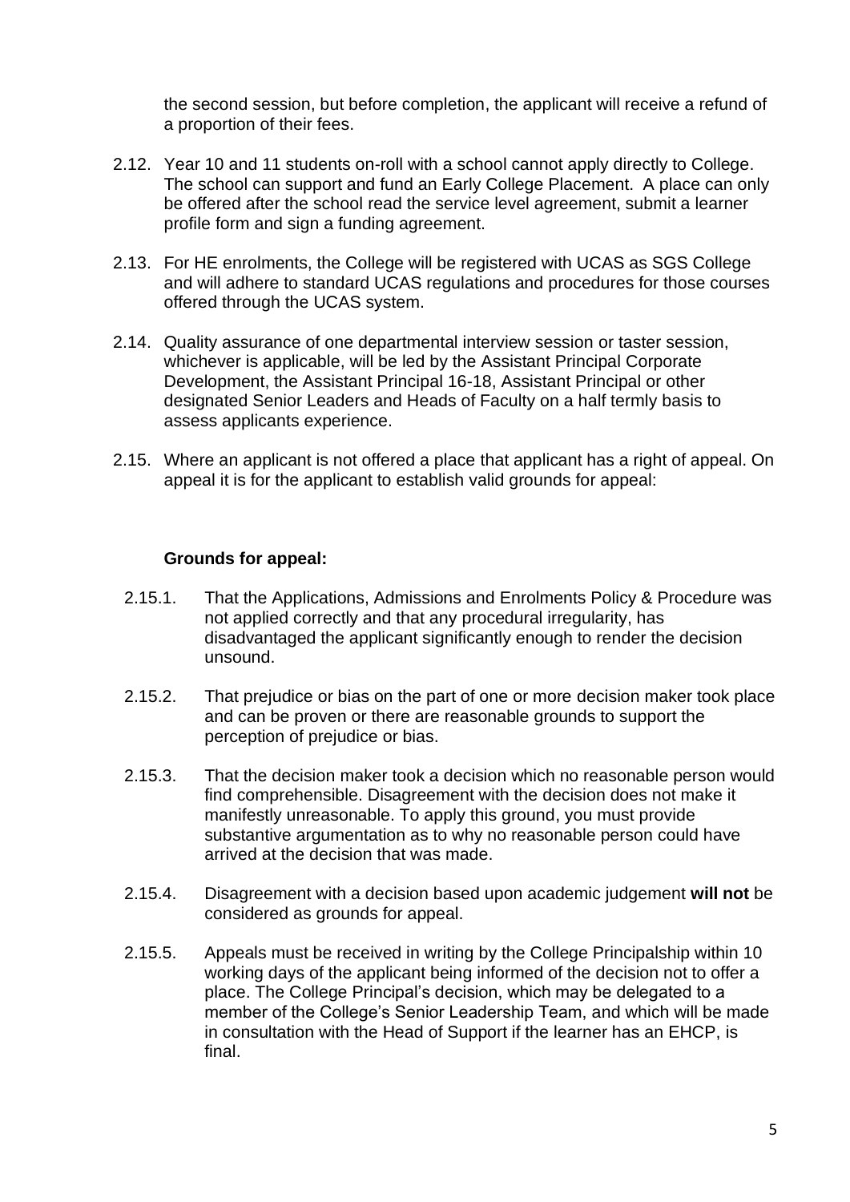the second session, but before completion, the applicant will receive a refund of a proportion of their fees.

2.12. Year 10 and 11 students on-roll with a school cannot apply directly to College. The school can support and fund an Early College Placement. A place can only be offered after the school read the service level agreement, submit a learner profile form and sign a funding agreement.

2.13. For HE enrolments, the College will be registered with UCAS as SGS College and will adhere to standard UCAS regulations and procedures for those courses offered through the UCAS system.

2.14. Quality assurance of one departmental interview session or taster session, whichever is applicable, will be led by the Assistant Principal Corporate Development, the Assistant Principal 16-18, Assistant Principal or other designated Senior Leaders and Heads of Faculty on a half termly basis to assess applicants experience.

2.15. Where an applicant is not offered a place that applicant has a right of appeal. On appeal it is for the applicant to establish valid grounds for appeal:

**Grounds for appeal:**

2.15.1. That the Applications, Admissions and Enrolments Policy & Procedure was not applied correctly and that any procedural irregularity, has disadvantaged the applicant significantly enough to render the decision unsound.

2.15.2. That prejudice or bias on the part of one or more decision maker took place and can be proven or there are reasonable grounds to support the perception of prejudice or bias.

2.15.3. That the decision maker took a decision which no reasonable person would find comprehensible. Disagreement with the decision does not make it manifestly unreasonable. To apply this ground, you must provide substantive argumentation as to why no reasonable person could have arrived at the decision that was made.

2.15.4. Disagreement with a decision based upon academic judgement **will not** be considered as grounds for appeal.

2.15.5. Appeals must be received in writing by the College Principalship within 10 working days of the applicant being informed of the decision not to offer a place. The College Principal's decision, which may be delegated to a member of the College's Senior Leadership Team, and which will be made in consultation with the Head of Support if the learner has an EHCP, is final.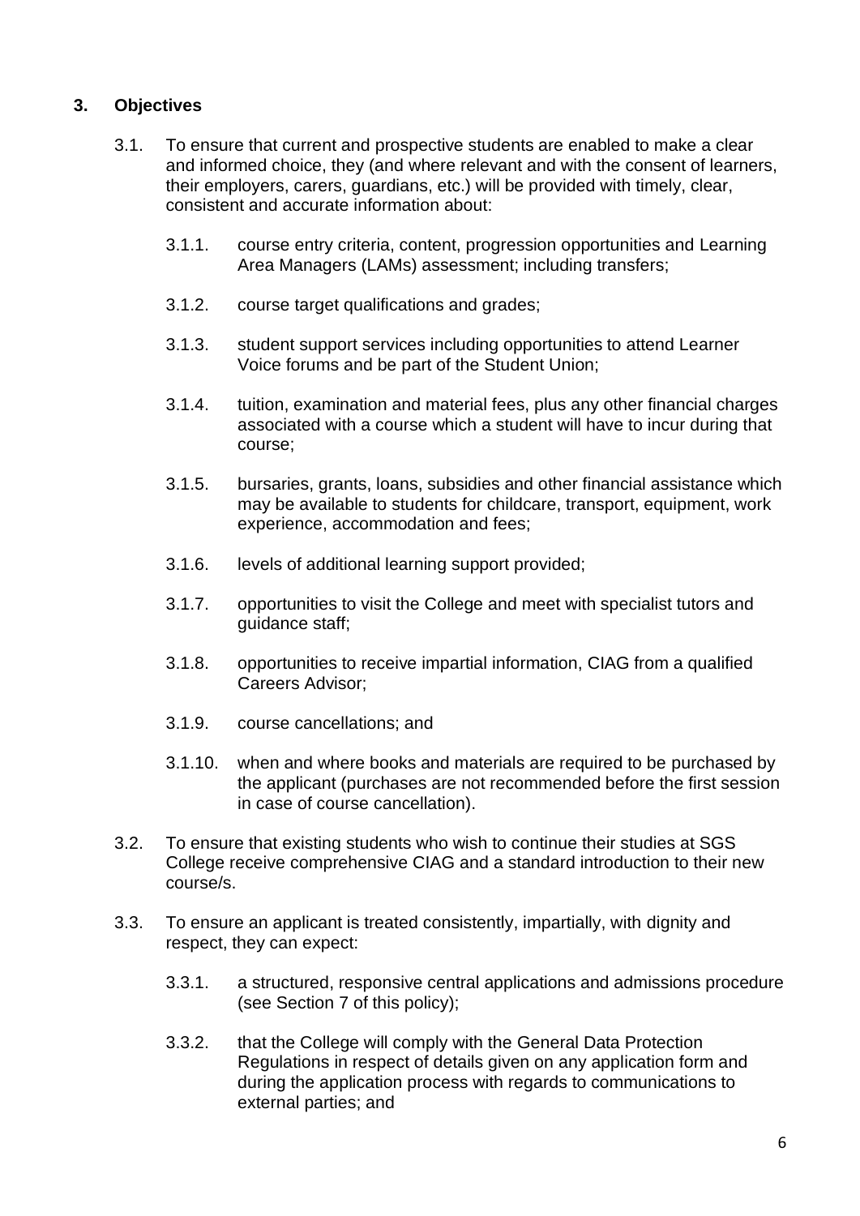## 3. Objectives

3.1. To ensure that current and prospective students are enabled to make a clear and informed choice, they (and where relevant and with the consent of learners, their employers, carers, guardians, etc.) will be provided with timely, clear, consistent and accurate information about:

3.1.1. course entry criteria, content, progression opportunities and Learning Area Managers (LAMs) assessment; including transfers;

3.1.2. course target qualifications and grades;

3.1.3. student support services including opportunities to attend Learner Voice forums and be part of the Student Union;

3.1.4. tuition, examination and material fees, plus any other financial charges associated with a course which a student will have to incur during that course;

3.1.5. bursaries, grants, loans, subsidies and other financial assistance which may be available to students for childcare, transport, equipment, work experience, accommodation and fees;

3.1.6. levels of additional learning support provided;

3.1.7. opportunities to visit the College and meet with specialist tutors and guidance staff;

3.1.8. opportunities to receive impartial information, CIAG from a qualified Careers Advisor;

3.1.9. course cancellations; and

3.1.10. when and where books and materials are required to be purchased by the applicant (purchases are not recommended before the first session in case of course cancellation).

3.2. To ensure that existing students who wish to continue their studies at SGS College receive comprehensive CIAG and a standard introduction to their new course/s.

3.3. To ensure an applicant is treated consistently, impartially, with dignity and respect, they can expect:

3.3.1. a structured, responsive central applications and admissions procedure (see Section 7 of this policy);

3.3.2. that the College will comply with the General Data Protection Regulations in respect of details given on any application form and during the application process with regards to communications to external parties; and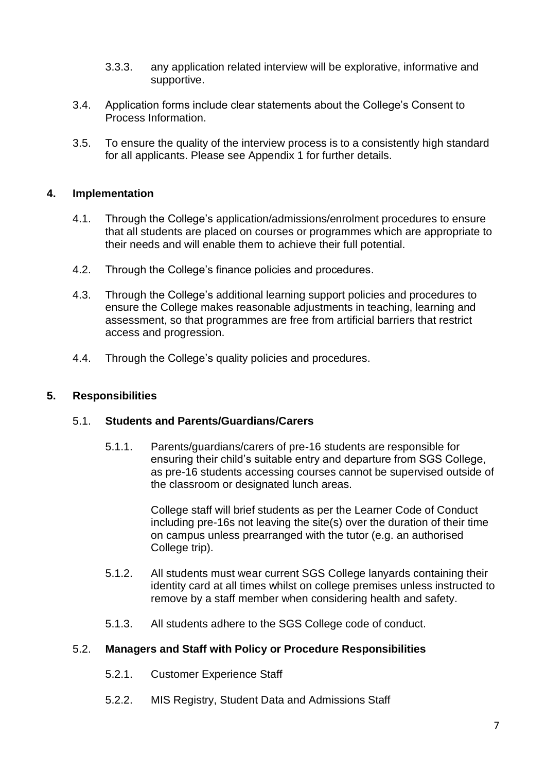3.3.3. any application related interview will be explorative, informative and supportive.

3.4. Application forms include clear statements about the College's Consent to Process Information.

3.5. To ensure the quality of the interview process is to a consistently high standard for all applicants. Please see Appendix 1 for further details.

## 4. Implementation

4.1. Through the College's application/admissions/enrolment procedures to ensure that all students are placed on courses or programmes which are appropriate to their needs and will enable them to achieve their full potential.

4.2. Through the College's finance policies and procedures.

4.3. Through the College's additional learning support policies and procedures to ensure the College makes reasonable adjustments in teaching, learning and assessment, so that programmes are free from artificial barriers that restrict access and progression.

4.4. Through the College's quality policies and procedures.

## 5. Responsibilities

### 5.1. Students and Parents/Guardians/Carers

5.1.1. Parents/guardians/carers of pre-16 students are responsible for ensuring their child's suitable entry and departure from SGS College, as pre-16 students accessing courses cannot be supervised outside of the classroom or designated lunch areas.

College staff will brief students as per the Learner Code of Conduct including pre-16s not leaving the site(s) over the duration of their time on campus unless prearranged with the tutor (e.g. an authorised College trip).

5.1.2. All students must wear current SGS College lanyards containing their identity card at all times whilst on college premises unless instructed to remove by a staff member when considering health and safety.

5.1.3. All students adhere to the SGS College code of conduct.

### 5.2. Managers and Staff with Policy or Procedure Responsibilities

5.2.1. Customer Experience Staff

5.2.2. MIS Registry, Student Data and Admissions Staff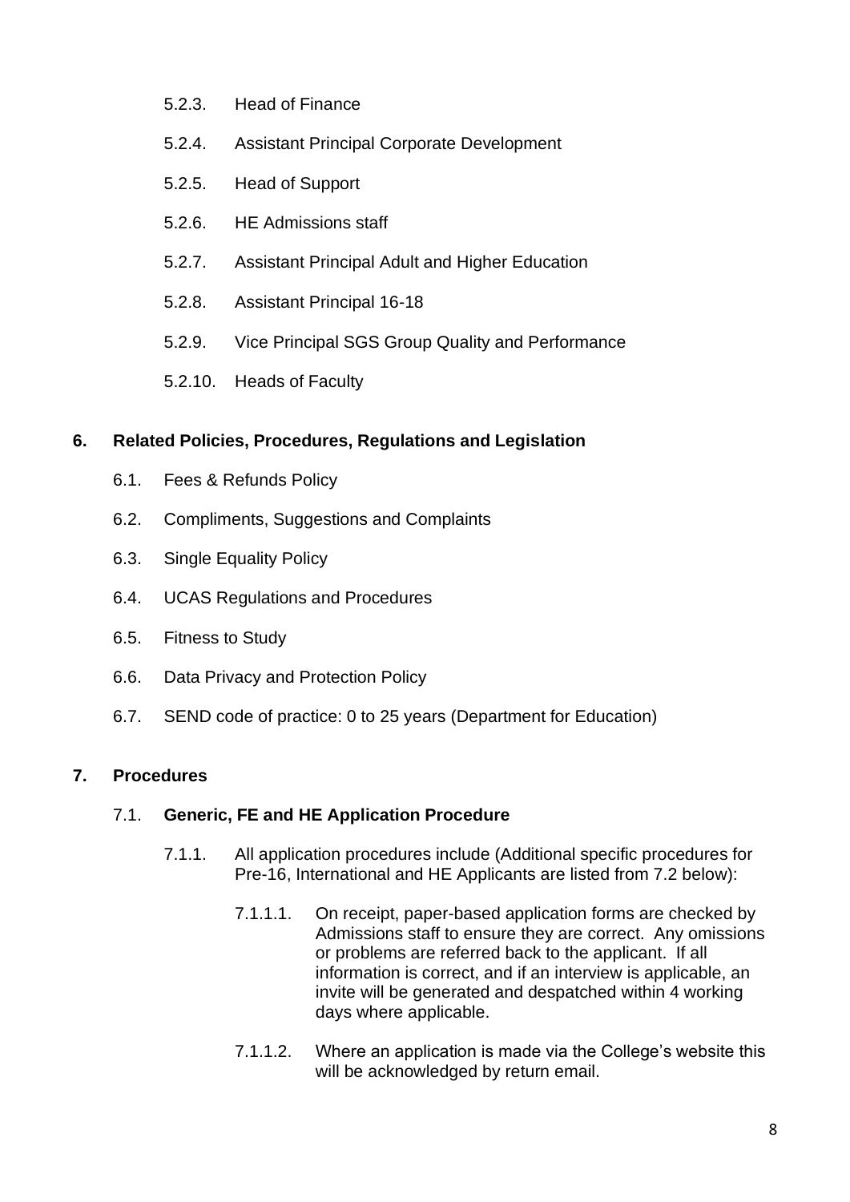- 5.2.3. Head of Finance
- 5.2.4. Assistant Principal Corporate Development
- 5.2.5. Head of Support
- 5.2.6. HE Admissions staff
- 5.2.7. Assistant Principal Adult and Higher Education
- 5.2.8. Assistant Principal 16-18
- 5.2.9. Vice Principal SGS Group Quality and Performance
- 5.2.10. Heads of Faculty

## 6. Related Policies, Procedures, Regulations and Legislation

- 6.1. Fees & Refunds Policy
- 6.2. Compliments, Suggestions and Complaints
- 6.3. Single Equality Policy
- 6.4. UCAS Regulations and Procedures
- 6.5. Fitness to Study
- 6.6. Data Privacy and Protection Policy
- 6.7. SEND code of practice: 0 to 25 years (Department for Education)

## 7. Procedures

### 7.1. Generic, FE and HE Application Procedure

7.1.1. All application procedures include (Additional specific procedures for Pre-16, International and HE Applicants are listed from 7.2 below):

7.1.1.1. On receipt, paper-based application forms are checked by Admissions staff to ensure they are correct. Any omissions or problems are referred back to the applicant. If all information is correct, and if an interview is applicable, an invite will be generated and despatched within 4 working days where applicable.

7.1.1.2. Where an application is made via the College's website this will be acknowledged by return email.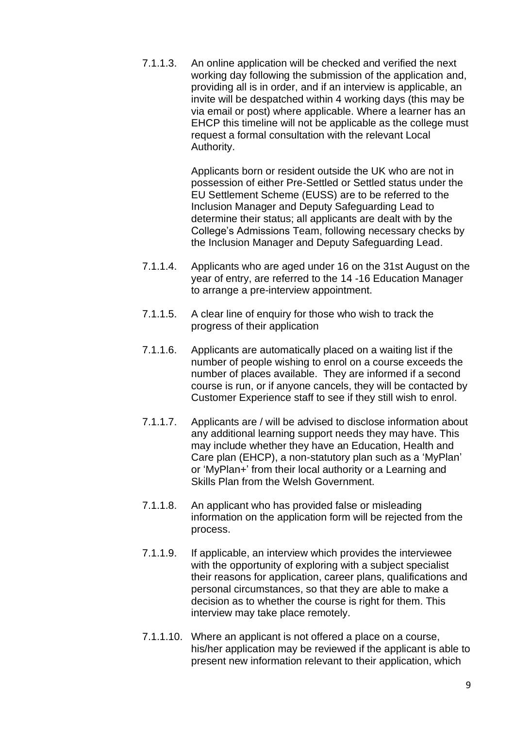7.1.1.3. An online application will be checked and verified the next working day following the submission of the application and, providing all is in order, and if an interview is applicable, an invite will be despatched within 4 working days (this may be via email or post) where applicable. Where a learner has an EHCP this timeline will not be applicable as the college must request a formal consultation with the relevant Local Authority.

Applicants born or resident outside the UK who are not in possession of either Pre-Settled or Settled status under the EU Settlement Scheme (EUSS) are to be referred to the Inclusion Manager and Deputy Safeguarding Lead to determine their status; all applicants are dealt with by the College's Admissions Team, following necessary checks by the Inclusion Manager and Deputy Safeguarding Lead.

7.1.1.4. Applicants who are aged under 16 on the 31st August on the year of entry, are referred to the 14 -16 Education Manager to arrange a pre-interview appointment.

7.1.1.5. A clear line of enquiry for those who wish to track the progress of their application

7.1.1.6. Applicants are automatically placed on a waiting list if the number of people wishing to enrol on a course exceeds the number of places available. They are informed if a second course is run, or if anyone cancels, they will be contacted by Customer Experience staff to see if they still wish to enrol.

7.1.1.7. Applicants are / will be advised to disclose information about any additional learning support needs they may have. This may include whether they have an Education, Health and Care plan (EHCP), a non-statutory plan such as a 'MyPlan' or 'MyPlan+' from their local authority or a Learning and Skills Plan from the Welsh Government.

7.1.1.8. An applicant who has provided false or misleading information on the application form will be rejected from the process.

7.1.1.9. If applicable, an interview which provides the interviewee with the opportunity of exploring with a subject specialist their reasons for application, career plans, qualifications and personal circumstances, so that they are able to make a decision as to whether the course is right for them. This interview may take place remotely.

7.1.1.10. Where an applicant is not offered a place on a course, his/her application may be reviewed if the applicant is able to present new information relevant to their application, which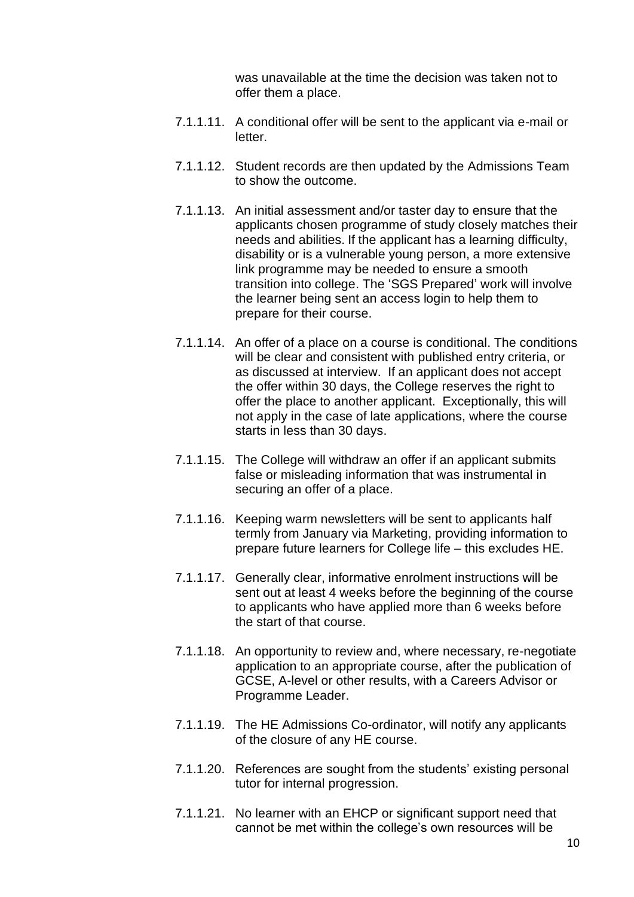was unavailable at the time the decision was taken not to offer them a place.

7.1.1.11. A conditional offer will be sent to the applicant via e-mail or letter.

7.1.1.12. Student records are then updated by the Admissions Team to show the outcome.

7.1.1.13. An initial assessment and/or taster day to ensure that the applicants chosen programme of study closely matches their needs and abilities. If the applicant has a learning difficulty, disability or is a vulnerable young person, a more extensive link programme may be needed to ensure a smooth transition into college. The 'SGS Prepared' work will involve the learner being sent an access login to help them to prepare for their course.

7.1.1.14. An offer of a place on a course is conditional. The conditions will be clear and consistent with published entry criteria, or as discussed at interview. If an applicant does not accept the offer within 30 days, the College reserves the right to offer the place to another applicant. Exceptionally, this will not apply in the case of late applications, where the course starts in less than 30 days.

7.1.1.15. The College will withdraw an offer if an applicant submits false or misleading information that was instrumental in securing an offer of a place.

7.1.1.16. Keeping warm newsletters will be sent to applicants half termly from January via Marketing, providing information to prepare future learners for College life – this excludes HE.

7.1.1.17. Generally clear, informative enrolment instructions will be sent out at least 4 weeks before the beginning of the course to applicants who have applied more than 6 weeks before the start of that course.

7.1.1.18. An opportunity to review and, where necessary, re-negotiate application to an appropriate course, after the publication of GCSE, A-level or other results, with a Careers Advisor or Programme Leader.

7.1.1.19. The HE Admissions Co-ordinator, will notify any applicants of the closure of any HE course.

7.1.1.20. References are sought from the students' existing personal tutor for internal progression.

7.1.1.21. No learner with an EHCP or significant support need that cannot be met within the college's own resources will be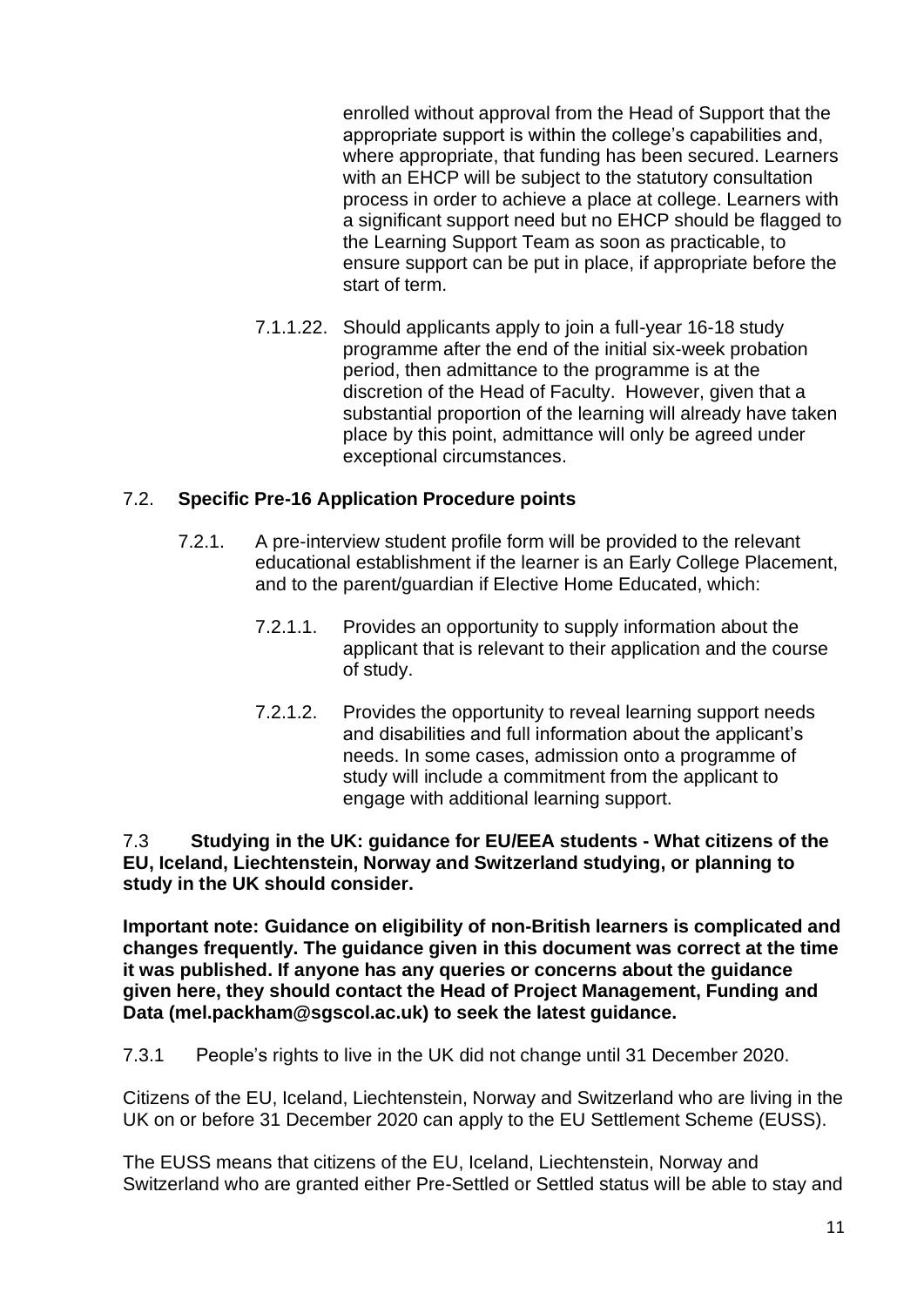enrolled without approval from the Head of Support that the appropriate support is within the college's capabilities and, where appropriate, that funding has been secured. Learners with an EHCP will be subject to the statutory consultation process in order to achieve a place at college. Learners with a significant support need but no EHCP should be flagged to the Learning Support Team as soon as practicable, to ensure support can be put in place, if appropriate before the start of term.

7.1.1.22. Should applicants apply to join a full-year 16-18 study programme after the end of the initial six-week probation period, then admittance to the programme is at the discretion of the Head of Faculty. However, given that a substantial proportion of the learning will already have taken place by this point, admittance will only be agreed under exceptional circumstances.

## 7.2. Specific Pre-16 Application Procedure points

7.2.1. A pre-interview student profile form will be provided to the relevant educational establishment if the learner is an Early College Placement, and to the parent/guardian if Elective Home Educated, which:

7.2.1.1. Provides an opportunity to supply information about the applicant that is relevant to their application and the course of study.

7.2.1.2. Provides the opportunity to reveal learning support needs and disabilities and full information about the applicant's needs. In some cases, admission onto a programme of study will include a commitment from the applicant to engage with additional learning support.

## 7.3 Studying in the UK: guidance for EU/EEA students - What citizens of the EU, Iceland, Liechtenstein, Norway and Switzerland studying, or planning to study in the UK should consider.

**Important note: Guidance on eligibility of non-British learners is complicated and changes frequently. The guidance given in this document was correct at the time it was published. If anyone has any queries or concerns about the guidance given here, they should contact the Head of Project Management, Funding and Data (mel.packham@sgscol.ac.uk) to seek the latest guidance.**

7.3.1 People's rights to live in the UK did not change until 31 December 2020.

Citizens of the EU, Iceland, Liechtenstein, Norway and Switzerland who are living in the UK on or before 31 December 2020 can apply to the EU Settlement Scheme (EUSS).

The EUSS means that citizens of the EU, Iceland, Liechtenstein, Norway and Switzerland who are granted either Pre-Settled or Settled status will be able to stay and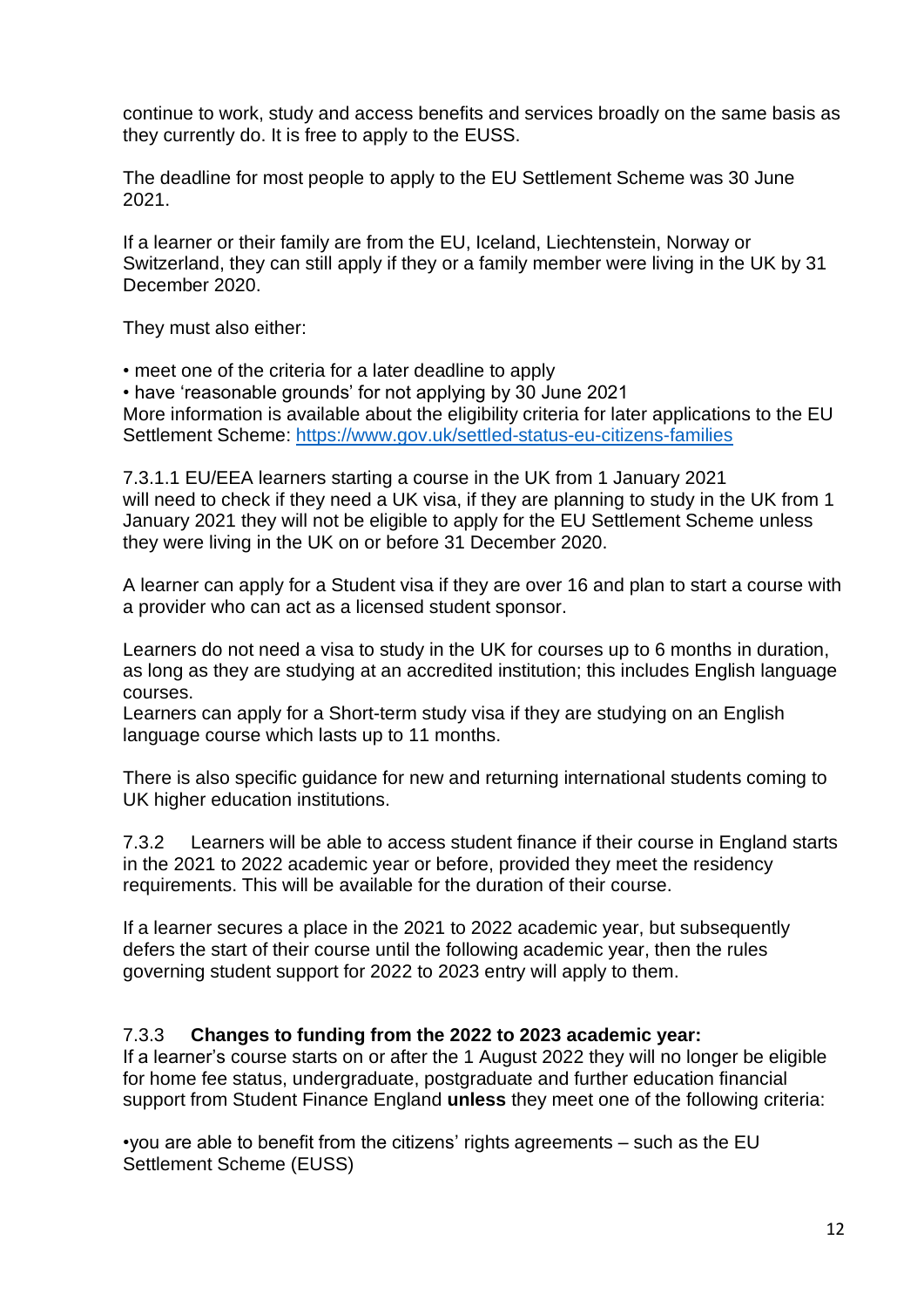continue to work, study and access benefits and services broadly on the same basis as they currently do. It is free to apply to the EUSS.

The deadline for most people to apply to the EU Settlement Scheme was 30 June 2021.

If a learner or their family are from the EU, Iceland, Liechtenstein, Norway or Switzerland, they can still apply if they or a family member were living in the UK by 31 December 2020.

They must also either:

- meet one of the criteria for a later deadline to apply
- have 'reasonable grounds' for not applying by 30 June 2021

More information is available about the eligibility criteria for later applications to the EU Settlement Scheme: [https://www.gov.uk/settled-status-eu-citizens-families](https://www.gov.uk/settled-status-eu-citizens-families)

7.3.1.1 EU/EEA learners starting a course in the UK from 1 January 2021 will need to check if they need a UK visa, if they are planning to study in the UK from 1 January 2021 they will not be eligible to apply for the EU Settlement Scheme unless they were living in the UK on or before 31 December 2020.

A learner can apply for a Student visa if they are over 16 and plan to start a course with a provider who can act as a licensed student sponsor.

Learners do not need a visa to study in the UK for courses up to 6 months in duration, as long as they are studying at an accredited institution; this includes English language courses.
Learners can apply for a Short-term study visa if they are studying on an English language course which lasts up to 11 months.

There is also specific guidance for new and returning international students coming to UK higher education institutions.

7.3.2 Learners will be able to access student finance if their course in England starts in the 2021 to 2022 academic year or before, provided they meet the residency requirements. This will be available for the duration of their course.

If a learner secures a place in the 2021 to 2022 academic year, but subsequently defers the start of their course until the following academic year, then the rules governing student support for 2022 to 2023 entry will apply to them.

7.3.3 **Changes to funding from the 2022 to 2023 academic year:**
If a learner's course starts on or after the 1 August 2022 they will no longer be eligible for home fee status, undergraduate, postgraduate and further education financial support from Student Finance England **unless** they meet one of the following criteria:

- you are able to benefit from the citizens' rights agreements – such as the EU Settlement Scheme (EUSS)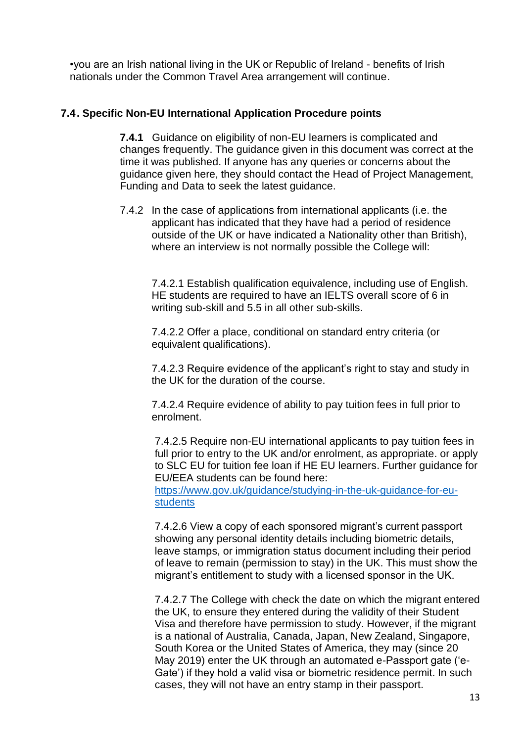•you are an Irish national living in the UK or Republic of Ireland - benefits of Irish nationals under the Common Travel Area arrangement will continue.

## 7.4. Specific Non-EU International Application Procedure points

**7.4.1** Guidance on eligibility of non-EU learners is complicated and changes frequently. The guidance given in this document was correct at the time it was published. If anyone has any queries or concerns about the guidance given here, they should contact the Head of Project Management, Funding and Data to seek the latest guidance.

7.4.2 In the case of applications from international applicants (i.e. the applicant has indicated that they have had a period of residence outside of the UK or have indicated a Nationality other than British), where an interview is not normally possible the College will:

7.4.2.1 Establish qualification equivalence, including use of English. HE students are required to have an IELTS overall score of 6 in writing sub-skill and 5.5 in all other sub-skills.

7.4.2.2 Offer a place, conditional on standard entry criteria (or equivalent qualifications).

7.4.2.3 Require evidence of the applicant's right to stay and study in the UK for the duration of the course.

7.4.2.4 Require evidence of ability to pay tuition fees in full prior to enrolment.

7.4.2.5 Require non-EU international applicants to pay tuition fees in full prior to entry to the UK and/or enrolment, as appropriate. or apply to SLC EU for tuition fee loan if HE EU learners. Further guidance for EU/EEA students can be found here: [https://www.gov.uk/guidance/studying-in-the-uk-guidance-for-eu-students](https://www.gov.uk/guidance/studying-in-the-uk-guidance-for-eu-students)

7.4.2.6 View a copy of each sponsored migrant's current passport showing any personal identity details including biometric details, leave stamps, or immigration status document including their period of leave to remain (permission to stay) in the UK. This must show the migrant's entitlement to study with a licensed sponsor in the UK.

7.4.2.7 The College with check the date on which the migrant entered the UK, to ensure they entered during the validity of their Student Visa and therefore have permission to study. However, if the migrant is a national of Australia, Canada, Japan, New Zealand, Singapore, South Korea or the United States of America, they may (since 20 May 2019) enter the UK through an automated e-Passport gate ('e-Gate') if they hold a valid visa or biometric residence permit. In such cases, they will not have an entry stamp in their passport.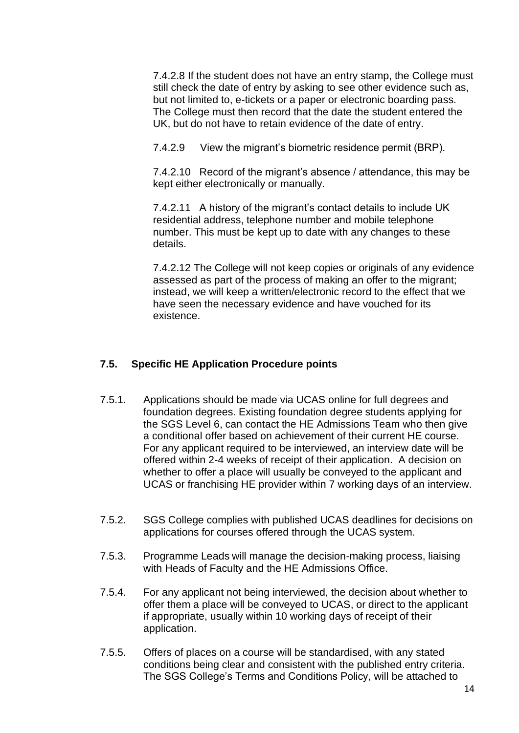7.4.2.8 If the student does not have an entry stamp, the College must still check the date of entry by asking to see other evidence such as, but not limited to, e-tickets or a paper or electronic boarding pass. The College must then record that the date the student entered the UK, but do not have to retain evidence of the date of entry.

7.4.2.9 View the migrant's biometric residence permit (BRP).

7.4.2.10 Record of the migrant's absence / attendance, this may be kept either electronically or manually.

7.4.2.11 A history of the migrant's contact details to include UK residential address, telephone number and mobile telephone number. This must be kept up to date with any changes to these details.

7.4.2.12 The College will not keep copies or originals of any evidence assessed as part of the process of making an offer to the migrant; instead, we will keep a written/electronic record to the effect that we have seen the necessary evidence and have vouched for its existence.

### 7.5. Specific HE Application Procedure points

7.5.1. Applications should be made via UCAS online for full degrees and foundation degrees. Existing foundation degree students applying for the SGS Level 6, can contact the HE Admissions Team who then give a conditional offer based on achievement of their current HE course. For any applicant required to be interviewed, an interview date will be offered within 2-4 weeks of receipt of their application. A decision on whether to offer a place will usually be conveyed to the applicant and UCAS or franchising HE provider within 7 working days of an interview.

7.5.2. SGS College complies with published UCAS deadlines for decisions on applications for courses offered through the UCAS system.

7.5.3. Programme Leads will manage the decision-making process, liaising with Heads of Faculty and the HE Admissions Office.

7.5.4. For any applicant not being interviewed, the decision about whether to offer them a place will be conveyed to UCAS, or direct to the applicant if appropriate, usually within 10 working days of receipt of their application.

7.5.5. Offers of places on a course will be standardised, with any stated conditions being clear and consistent with the published entry criteria. The SGS College's Terms and Conditions Policy, will be attached to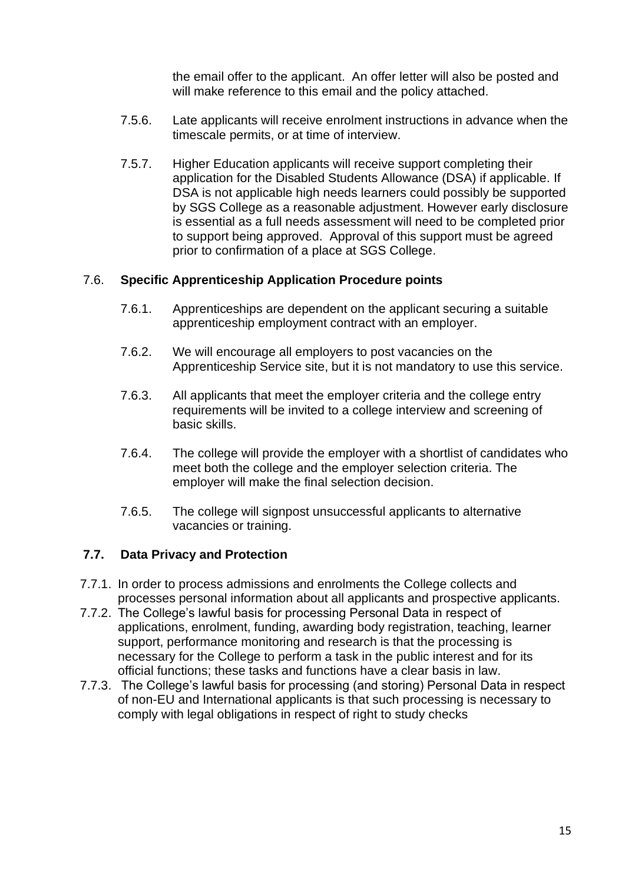the email offer to the applicant. An offer letter will also be posted and will make reference to this email and the policy attached.

7.5.6. Late applicants will receive enrolment instructions in advance when the timescale permits, or at time of interview.

7.5.7. Higher Education applicants will receive support completing their application for the Disabled Students Allowance (DSA) if applicable. If DSA is not applicable high needs learners could possibly be supported by SGS College as a reasonable adjustment. However early disclosure is essential as a full needs assessment will need to be completed prior to support being approved. Approval of this support must be agreed prior to confirmation of a place at SGS College.

### 7.6. Specific Apprenticeship Application Procedure points

7.6.1. Apprenticeships are dependent on the applicant securing a suitable apprenticeship employment contract with an employer.

7.6.2. We will encourage all employers to post vacancies on the Apprenticeship Service site, but it is not mandatory to use this service.

7.6.3. All applicants that meet the employer criteria and the college entry requirements will be invited to a college interview and screening of basic skills.

7.6.4. The college will provide the employer with a shortlist of candidates who meet both the college and the employer selection criteria. The employer will make the final selection decision.

7.6.5. The college will signpost unsuccessful applicants to alternative vacancies or training.

### 7.7. Data Privacy and Protection

7.7.1. In order to process admissions and enrolments the College collects and processes personal information about all applicants and prospective applicants.

7.7.2. The College's lawful basis for processing Personal Data in respect of applications, enrolment, funding, awarding body registration, teaching, learner support, performance monitoring and research is that the processing is necessary for the College to perform a task in the public interest and for its official functions; these tasks and functions have a clear basis in law.

7.7.3. The College's lawful basis for processing (and storing) Personal Data in respect of non-EU and International applicants is that such processing is necessary to comply with legal obligations in respect of right to study checks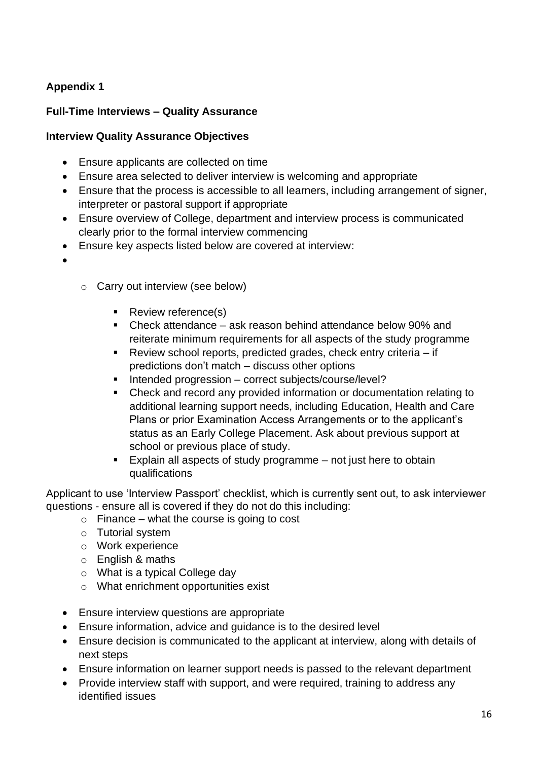**Appendix 1**

**Full-Time Interviews – Quality Assurance**

**Interview Quality Assurance Objectives**

- Ensure applicants are collected on time
- Ensure area selected to deliver interview is welcoming and appropriate
- Ensure that the process is accessible to all learners, including arrangement of signer, interpreter or pastoral support if appropriate
- Ensure overview of College, department and interview process is communicated clearly prior to the formal interview commencing
- Ensure key aspects listed below are covered at interview:
- 
  - Carry out interview (see below)
    - Review reference(s)
    - Check attendance – ask reason behind attendance below 90% and reiterate minimum requirements for all aspects of the study programme
    - Review school reports, predicted grades, check entry criteria – if predictions don't match – discuss other options
    - Intended progression – correct subjects/course/level?
    - Check and record any provided information or documentation relating to additional learning support needs, including Education, Health and Care Plans or prior Examination Access Arrangements or to the applicant's status as an Early College Placement. Ask about previous support at school or previous place of study.
    - Explain all aspects of study programme – not just here to obtain qualifications

Applicant to use 'Interview Passport' checklist, which is currently sent out, to ask interviewer questions - ensure all is covered if they do not do this including:

- Finance – what the course is going to cost
- Tutorial system
- Work experience
- English & maths
- What is a typical College day
- What enrichment opportunities exist

- Ensure interview questions are appropriate
- Ensure information, advice and guidance is to the desired level
- Ensure decision is communicated to the applicant at interview, along with details of next steps
- Ensure information on learner support needs is passed to the relevant department
- Provide interview staff with support, and were required, training to address any identified issues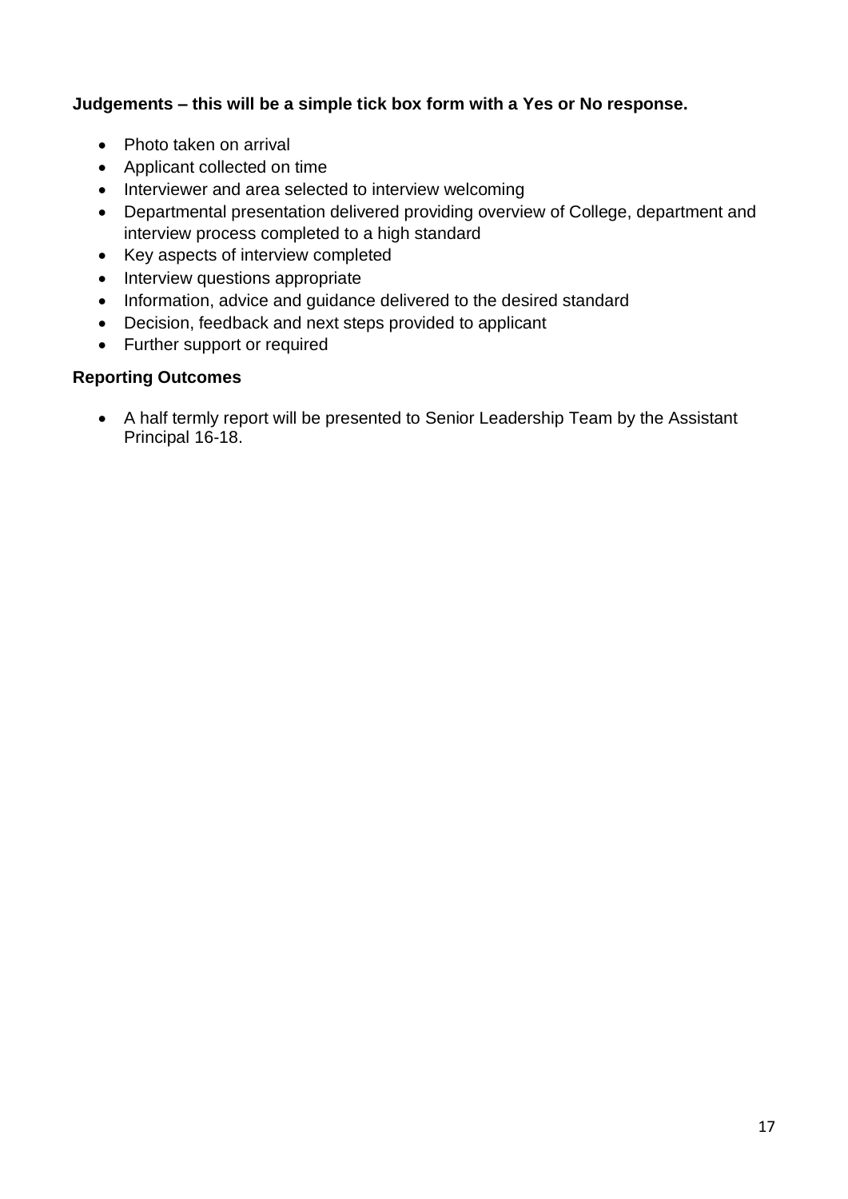**Judgements – this will be a simple tick box form with a Yes or No response.**

- Photo taken on arrival
- Applicant collected on time
- Interviewer and area selected to interview welcoming
- Departmental presentation delivered providing overview of College, department and interview process completed to a high standard
- Key aspects of interview completed
- Interview questions appropriate
- Information, advice and guidance delivered to the desired standard
- Decision, feedback and next steps provided to applicant
- Further support or required

**Reporting Outcomes**

- A half termly report will be presented to Senior Leadership Team by the Assistant Principal 16-18.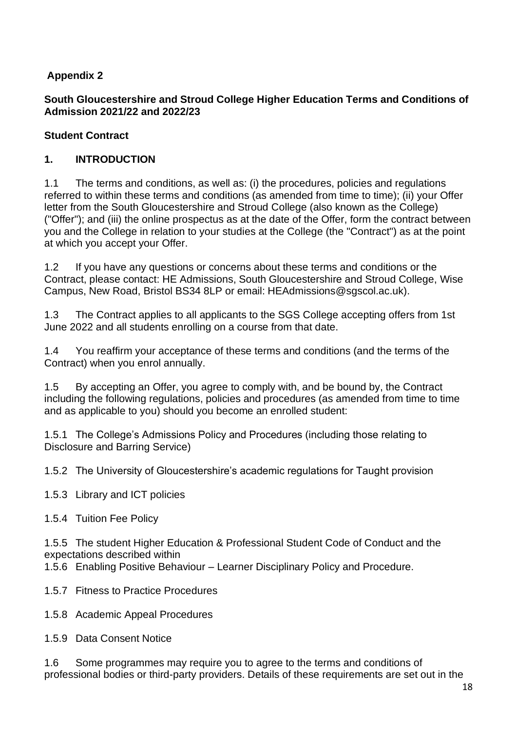**Appendix 2**

**South Gloucestershire and Stroud College Higher Education Terms and Conditions of Admission 2021/22 and 2022/23**

**Student Contract**

## 1. INTRODUCTION

1.1 The terms and conditions, as well as: (i) the procedures, policies and regulations referred to within these terms and conditions (as amended from time to time); (ii) your Offer letter from the South Gloucestershire and Stroud College (also known as the College) ("Offer"); and (iii) the online prospectus as at the date of the Offer, form the contract between you and the College in relation to your studies at the College (the "Contract") as at the point at which you accept your Offer.

1.2 If you have any questions or concerns about these terms and conditions or the Contract, please contact: HE Admissions, South Gloucestershire and Stroud College, Wise Campus, New Road, Bristol BS34 8LP or email: HEAdmissions@sgscol.ac.uk).

1.3 The Contract applies to all applicants to the SGS College accepting offers from 1st June 2022 and all students enrolling on a course from that date.

1.4 You reaffirm your acceptance of these terms and conditions (and the terms of the Contract) when you enrol annually.

1.5 By accepting an Offer, you agree to comply with, and be bound by, the Contract including the following regulations, policies and procedures (as amended from time to time and as applicable to you) should you become an enrolled student:

1.5.1 The College's Admissions Policy and Procedures (including those relating to Disclosure and Barring Service)

1.5.2 The University of Gloucestershire's academic regulations for Taught provision

1.5.3 Library and ICT policies

1.5.4 Tuition Fee Policy

1.5.5 The student Higher Education & Professional Student Code of Conduct and the expectations described within

1.5.6 Enabling Positive Behaviour – Learner Disciplinary Policy and Procedure.

1.5.7 Fitness to Practice Procedures

1.5.8 Academic Appeal Procedures

1.5.9 Data Consent Notice

1.6 Some programmes may require you to agree to the terms and conditions of professional bodies or third-party providers. Details of these requirements are set out in the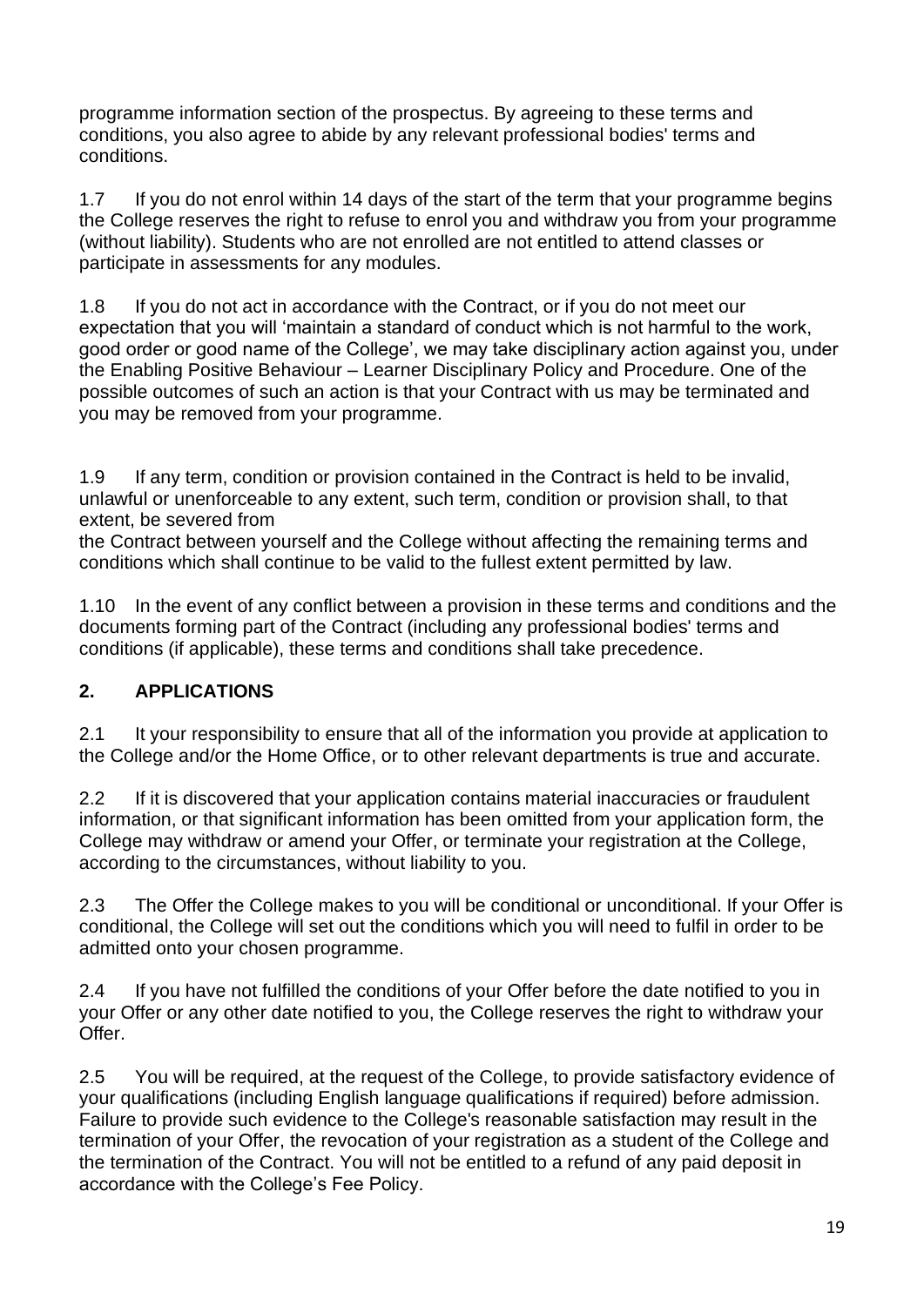programme information section of the prospectus. By agreeing to these terms and conditions, you also agree to abide by any relevant professional bodies' terms and conditions.

1.7 If you do not enrol within 14 days of the start of the term that your programme begins the College reserves the right to refuse to enrol you and withdraw you from your programme (without liability). Students who are not enrolled are not entitled to attend classes or participate in assessments for any modules.

1.8 If you do not act in accordance with the Contract, or if you do not meet our expectation that you will 'maintain a standard of conduct which is not harmful to the work, good order or good name of the College', we may take disciplinary action against you, under the Enabling Positive Behaviour – Learner Disciplinary Policy and Procedure. One of the possible outcomes of such an action is that your Contract with us may be terminated and you may be removed from your programme.

1.9 If any term, condition or provision contained in the Contract is held to be invalid, unlawful or unenforceable to any extent, such term, condition or provision shall, to that extent, be severed from
the Contract between yourself and the College without affecting the remaining terms and conditions which shall continue to be valid to the fullest extent permitted by law.

1.10 In the event of any conflict between a provision in these terms and conditions and the documents forming part of the Contract (including any professional bodies' terms and conditions (if applicable), these terms and conditions shall take precedence.

## 2. APPLICATIONS

2.1 It your responsibility to ensure that all of the information you provide at application to the College and/or the Home Office, or to other relevant departments is true and accurate.

2.2 If it is discovered that your application contains material inaccuracies or fraudulent information, or that significant information has been omitted from your application form, the College may withdraw or amend your Offer, or terminate your registration at the College, according to the circumstances, without liability to you.

2.3 The Offer the College makes to you will be conditional or unconditional. If your Offer is conditional, the College will set out the conditions which you will need to fulfil in order to be admitted onto your chosen programme.

2.4 If you have not fulfilled the conditions of your Offer before the date notified to you in your Offer or any other date notified to you, the College reserves the right to withdraw your Offer.

2.5 You will be required, at the request of the College, to provide satisfactory evidence of your qualifications (including English language qualifications if required) before admission. Failure to provide such evidence to the College's reasonable satisfaction may result in the termination of your Offer, the revocation of your registration as a student of the College and the termination of the Contract. You will not be entitled to a refund of any paid deposit in accordance with the College's Fee Policy.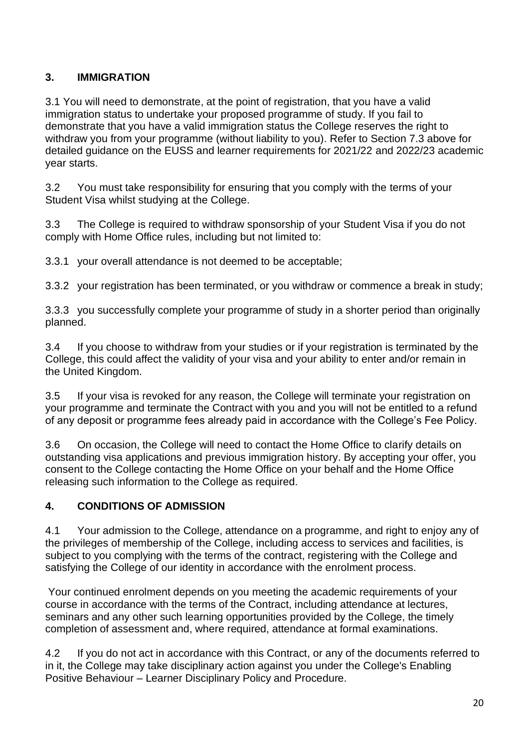## 3. IMMIGRATION

3.1 You will need to demonstrate, at the point of registration, that you have a valid immigration status to undertake your proposed programme of study. If you fail to demonstrate that you have a valid immigration status the College reserves the right to withdraw you from your programme (without liability to you). Refer to Section 7.3 above for detailed guidance on the EUSS and learner requirements for 2021/22 and 2022/23 academic year starts.

3.2 You must take responsibility for ensuring that you comply with the terms of your Student Visa whilst studying at the College.

3.3 The College is required to withdraw sponsorship of your Student Visa if you do not comply with Home Office rules, including but not limited to:

3.3.1 your overall attendance is not deemed to be acceptable;

3.3.2 your registration has been terminated, or you withdraw or commence a break in study;

3.3.3 you successfully complete your programme of study in a shorter period than originally planned.

3.4 If you choose to withdraw from your studies or if your registration is terminated by the College, this could affect the validity of your visa and your ability to enter and/or remain in the United Kingdom.

3.5 If your visa is revoked for any reason, the College will terminate your registration on your programme and terminate the Contract with you and you will not be entitled to a refund of any deposit or programme fees already paid in accordance with the College's Fee Policy.

3.6 On occasion, the College will need to contact the Home Office to clarify details on outstanding visa applications and previous immigration history. By accepting your offer, you consent to the College contacting the Home Office on your behalf and the Home Office releasing such information to the College as required.

## 4. CONDITIONS OF ADMISSION

4.1 Your admission to the College, attendance on a programme, and right to enjoy any of the privileges of membership of the College, including access to services and facilities, is subject to you complying with the terms of the contract, registering with the College and satisfying the College of our identity in accordance with the enrolment process.

Your continued enrolment depends on you meeting the academic requirements of your course in accordance with the terms of the Contract, including attendance at lectures, seminars and any other such learning opportunities provided by the College, the timely completion of assessment and, where required, attendance at formal examinations.

4.2 If you do not act in accordance with this Contract, or any of the documents referred to in it, the College may take disciplinary action against you under the College's Enabling Positive Behaviour – Learner Disciplinary Policy and Procedure.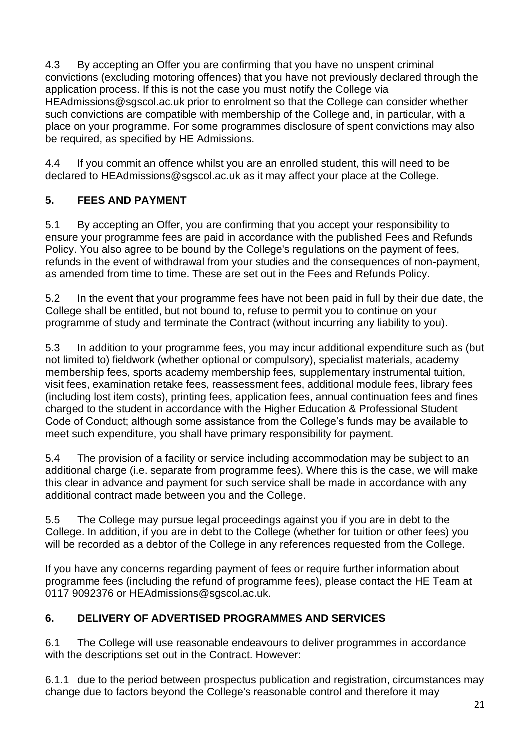4.3 By accepting an Offer you are confirming that you have no unspent criminal convictions (excluding motoring offences) that you have not previously declared through the application process. If this is not the case you must notify the College via HEAdmissions@sgscol.ac.uk prior to enrolment so that the College can consider whether such convictions are compatible with membership of the College and, in particular, with a place on your programme. For some programmes disclosure of spent convictions may also be required, as specified by HE Admissions.

4.4 If you commit an offence whilst you are an enrolled student, this will need to be declared to HEAdmissions@sgscol.ac.uk as it may affect your place at the College.

## 5. FEES AND PAYMENT

5.1 By accepting an Offer, you are confirming that you accept your responsibility to ensure your programme fees are paid in accordance with the published Fees and Refunds Policy. You also agree to be bound by the College's regulations on the payment of fees, refunds in the event of withdrawal from your studies and the consequences of non-payment, as amended from time to time. These are set out in the Fees and Refunds Policy.

5.2 In the event that your programme fees have not been paid in full by their due date, the College shall be entitled, but not bound to, refuse to permit you to continue on your programme of study and terminate the Contract (without incurring any liability to you).

5.3 In addition to your programme fees, you may incur additional expenditure such as (but not limited to) fieldwork (whether optional or compulsory), specialist materials, academy membership fees, sports academy membership fees, supplementary instrumental tuition, visit fees, examination retake fees, reassessment fees, additional module fees, library fees (including lost item costs), printing fees, application fees, annual continuation fees and fines charged to the student in accordance with the Higher Education & Professional Student Code of Conduct; although some assistance from the College's funds may be available to meet such expenditure, you shall have primary responsibility for payment.

5.4 The provision of a facility or service including accommodation may be subject to an additional charge (i.e. separate from programme fees). Where this is the case, we will make this clear in advance and payment for such service shall be made in accordance with any additional contract made between you and the College.

5.5 The College may pursue legal proceedings against you if you are in debt to the College. In addition, if you are in debt to the College (whether for tuition or other fees) you will be recorded as a debtor of the College in any references requested from the College.

If you have any concerns regarding payment of fees or require further information about programme fees (including the refund of programme fees), please contact the HE Team at 0117 9092376 or HEAdmissions@sgscol.ac.uk.

## 6. DELIVERY OF ADVERTISED PROGRAMMES AND SERVICES

6.1 The College will use reasonable endeavours to deliver programmes in accordance with the descriptions set out in the Contract. However:

6.1.1 due to the period between prospectus publication and registration, circumstances may change due to factors beyond the College's reasonable control and therefore it may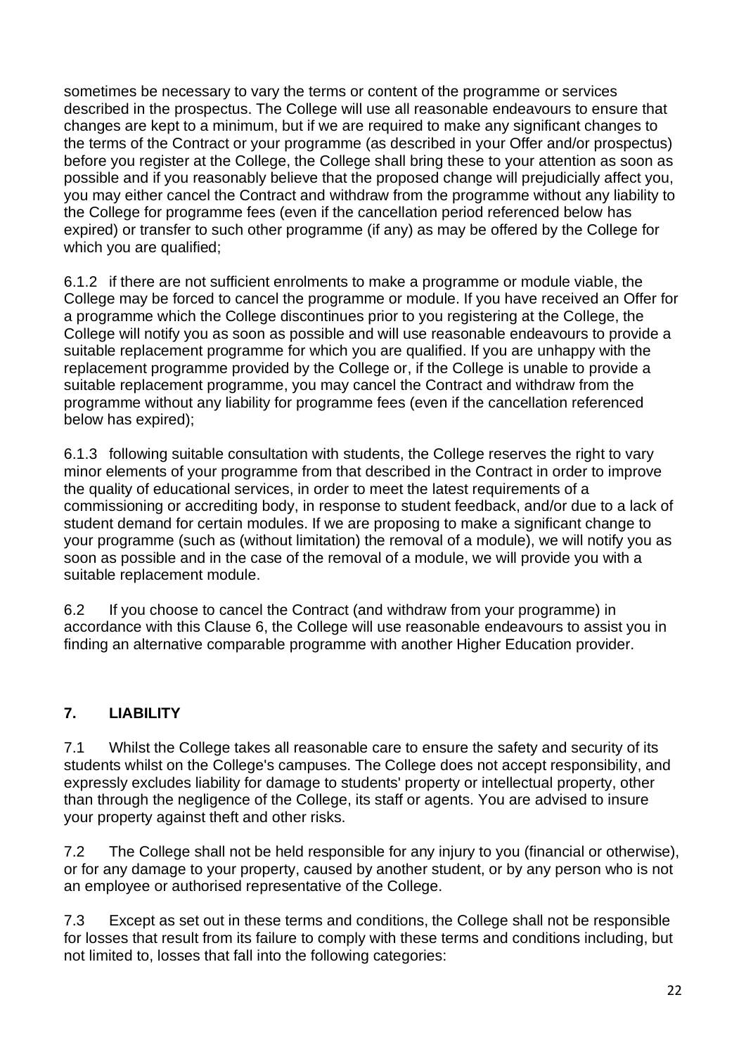sometimes be necessary to vary the terms or content of the programme or services described in the prospectus. The College will use all reasonable endeavours to ensure that changes are kept to a minimum, but if we are required to make any significant changes to the terms of the Contract or your programme (as described in your Offer and/or prospectus) before you register at the College, the College shall bring these to your attention as soon as possible and if you reasonably believe that the proposed change will prejudicially affect you, you may either cancel the Contract and withdraw from the programme without any liability to the College for programme fees (even if the cancellation period referenced below has expired) or transfer to such other programme (if any) as may be offered by the College for which you are qualified;

6.1.2 if there are not sufficient enrolments to make a programme or module viable, the College may be forced to cancel the programme or module. If you have received an Offer for a programme which the College discontinues prior to you registering at the College, the College will notify you as soon as possible and will use reasonable endeavours to provide a suitable replacement programme for which you are qualified. If you are unhappy with the replacement programme provided by the College or, if the College is unable to provide a suitable replacement programme, you may cancel the Contract and withdraw from the programme without any liability for programme fees (even if the cancellation referenced below has expired);

6.1.3 following suitable consultation with students, the College reserves the right to vary minor elements of your programme from that described in the Contract in order to improve the quality of educational services, in order to meet the latest requirements of a commissioning or accrediting body, in response to student feedback, and/or due to a lack of student demand for certain modules. If we are proposing to make a significant change to your programme (such as (without limitation) the removal of a module), we will notify you as soon as possible and in the case of the removal of a module, we will provide you with a suitable replacement module.

6.2 If you choose to cancel the Contract (and withdraw from your programme) in accordance with this Clause 6, the College will use reasonable endeavours to assist you in finding an alternative comparable programme with another Higher Education provider.

## 7. LIABILITY

7.1 Whilst the College takes all reasonable care to ensure the safety and security of its students whilst on the College's campuses. The College does not accept responsibility, and expressly excludes liability for damage to students' property or intellectual property, other than through the negligence of the College, its staff or agents. You are advised to insure your property against theft and other risks.

7.2 The College shall not be held responsible for any injury to you (financial or otherwise), or for any damage to your property, caused by another student, or by any person who is not an employee or authorised representative of the College.

7.3 Except as set out in these terms and conditions, the College shall not be responsible for losses that result from its failure to comply with these terms and conditions including, but not limited to, losses that fall into the following categories: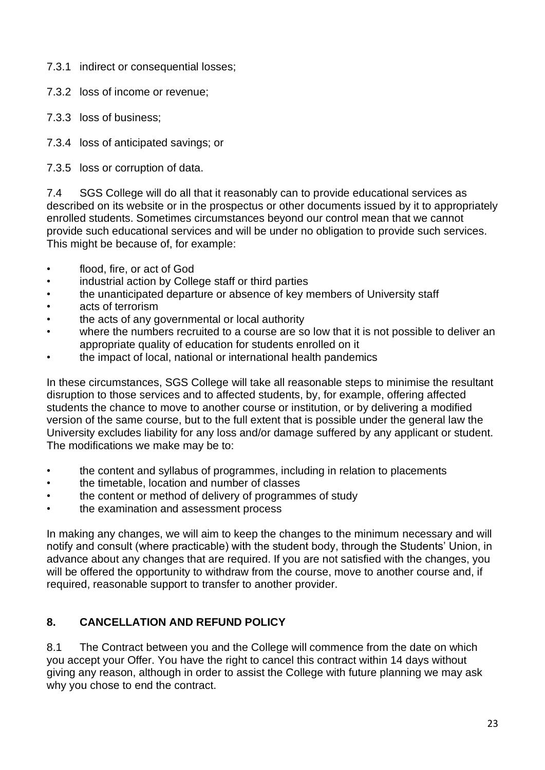7.3.1 indirect or consequential losses;

7.3.2 loss of income or revenue;

7.3.3 loss of business;

7.3.4 loss of anticipated savings; or

7.3.5 loss or corruption of data.

7.4 SGS College will do all that it reasonably can to provide educational services as described on its website or in the prospectus or other documents issued by it to appropriately enrolled students. Sometimes circumstances beyond our control mean that we cannot provide such educational services and will be under no obligation to provide such services. This might be because of, for example:

- flood, fire, or act of God
- industrial action by College staff or third parties
- the unanticipated departure or absence of key members of University staff
- acts of terrorism
- the acts of any governmental or local authority
- where the numbers recruited to a course are so low that it is not possible to deliver an appropriate quality of education for students enrolled on it
- the impact of local, national or international health pandemics

In these circumstances, SGS College will take all reasonable steps to minimise the resultant disruption to those services and to affected students, by, for example, offering affected students the chance to move to another course or institution, or by delivering a modified version of the same course, but to the full extent that is possible under the general law the University excludes liability for any loss and/or damage suffered by any applicant or student. The modifications we make may be to:

- the content and syllabus of programmes, including in relation to placements
- the timetable, location and number of classes
- the content or method of delivery of programmes of study
- the examination and assessment process

In making any changes, we will aim to keep the changes to the minimum necessary and will notify and consult (where practicable) with the student body, through the Students' Union, in advance about any changes that are required. If you are not satisfied with the changes, you will be offered the opportunity to withdraw from the course, move to another course and, if required, reasonable support to transfer to another provider.

## 8. CANCELLATION AND REFUND POLICY

8.1 The Contract between you and the College will commence from the date on which you accept your Offer. You have the right to cancel this contract within 14 days without giving any reason, although in order to assist the College with future planning we may ask why you chose to end the contract.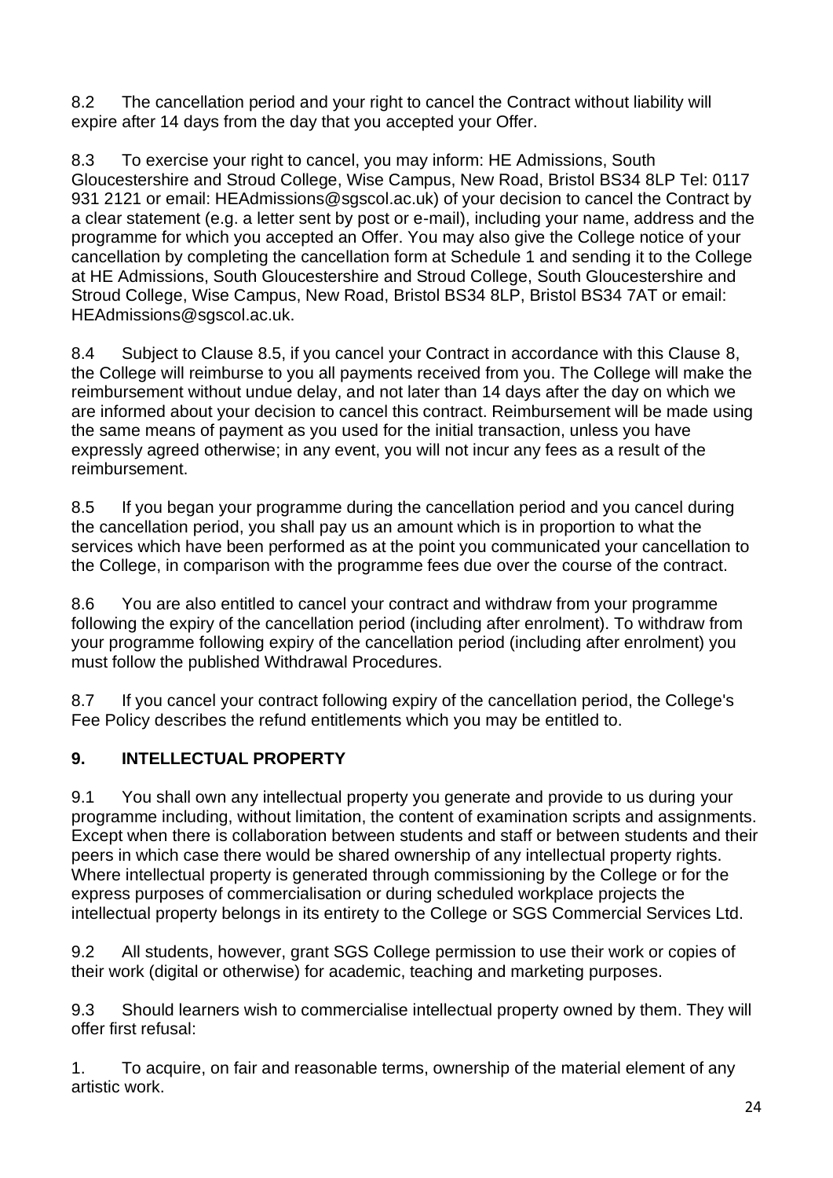8.2 The cancellation period and your right to cancel the Contract without liability will expire after 14 days from the day that you accepted your Offer.

8.3 To exercise your right to cancel, you may inform: HE Admissions, South Gloucestershire and Stroud College, Wise Campus, New Road, Bristol BS34 8LP Tel: 0117 931 2121 or email: HEAdmissions@sgscol.ac.uk) of your decision to cancel the Contract by a clear statement (e.g. a letter sent by post or e-mail), including your name, address and the programme for which you accepted an Offer. You may also give the College notice of your cancellation by completing the cancellation form at Schedule 1 and sending it to the College at HE Admissions, South Gloucestershire and Stroud College, South Gloucestershire and Stroud College, Wise Campus, New Road, Bristol BS34 8LP, Bristol BS34 7AT or email: HEAdmissions@sgscol.ac.uk.

8.4 Subject to Clause 8.5, if you cancel your Contract in accordance with this Clause 8, the College will reimburse to you all payments received from you. The College will make the reimbursement without undue delay, and not later than 14 days after the day on which we are informed about your decision to cancel this contract. Reimbursement will be made using the same means of payment as you used for the initial transaction, unless you have expressly agreed otherwise; in any event, you will not incur any fees as a result of the reimbursement.

8.5 If you began your programme during the cancellation period and you cancel during the cancellation period, you shall pay us an amount which is in proportion to what the services which have been performed as at the point you communicated your cancellation to the College, in comparison with the programme fees due over the course of the contract.

8.6 You are also entitled to cancel your contract and withdraw from your programme following the expiry of the cancellation period (including after enrolment). To withdraw from your programme following expiry of the cancellation period (including after enrolment) you must follow the published Withdrawal Procedures.

8.7 If you cancel your contract following expiry of the cancellation period, the College's Fee Policy describes the refund entitlements which you may be entitled to.

## 9. INTELLECTUAL PROPERTY

9.1 You shall own any intellectual property you generate and provide to us during your programme including, without limitation, the content of examination scripts and assignments. Except when there is collaboration between students and staff or between students and their peers in which case there would be shared ownership of any intellectual property rights. Where intellectual property is generated through commissioning by the College or for the express purposes of commercialisation or during scheduled workplace projects the intellectual property belongs in its entirety to the College or SGS Commercial Services Ltd.

9.2 All students, however, grant SGS College permission to use their work or copies of their work (digital or otherwise) for academic, teaching and marketing purposes.

9.3 Should learners wish to commercialise intellectual property owned by them. They will offer first refusal:

1. To acquire, on fair and reasonable terms, ownership of the material element of any artistic work.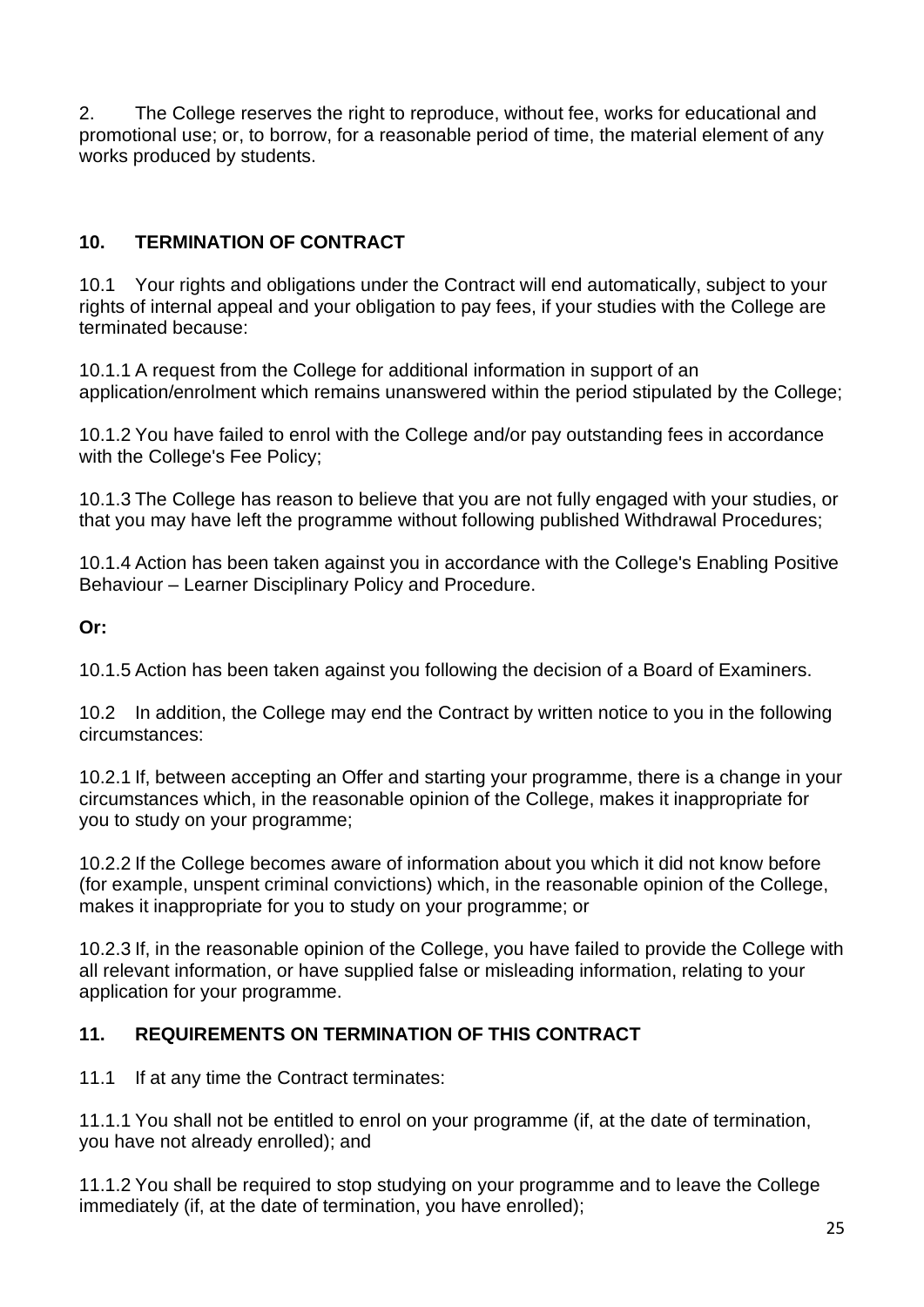2. The College reserves the right to reproduce, without fee, works for educational and promotional use; or, to borrow, for a reasonable period of time, the material element of any works produced by students.

## 10. TERMINATION OF CONTRACT

10.1 Your rights and obligations under the Contract will end automatically, subject to your rights of internal appeal and your obligation to pay fees, if your studies with the College are terminated because:

10.1.1 A request from the College for additional information in support of an application/enrolment which remains unanswered within the period stipulated by the College;

10.1.2 You have failed to enrol with the College and/or pay outstanding fees in accordance with the College's Fee Policy;

10.1.3 The College has reason to believe that you are not fully engaged with your studies, or that you may have left the programme without following published Withdrawal Procedures;

10.1.4 Action has been taken against you in accordance with the College's Enabling Positive Behaviour – Learner Disciplinary Policy and Procedure.

**Or:**

10.1.5 Action has been taken against you following the decision of a Board of Examiners.

10.2 In addition, the College may end the Contract by written notice to you in the following circumstances:

10.2.1 If, between accepting an Offer and starting your programme, there is a change in your circumstances which, in the reasonable opinion of the College, makes it inappropriate for you to study on your programme;

10.2.2 If the College becomes aware of information about you which it did not know before (for example, unspent criminal convictions) which, in the reasonable opinion of the College, makes it inappropriate for you to study on your programme; or

10.2.3 If, in the reasonable opinion of the College, you have failed to provide the College with all relevant information, or have supplied false or misleading information, relating to your application for your programme.

## 11. REQUIREMENTS ON TERMINATION OF THIS CONTRACT

11.1 If at any time the Contract terminates:

11.1.1 You shall not be entitled to enrol on your programme (if, at the date of termination, you have not already enrolled); and

11.1.2 You shall be required to stop studying on your programme and to leave the College immediately (if, at the date of termination, you have enrolled);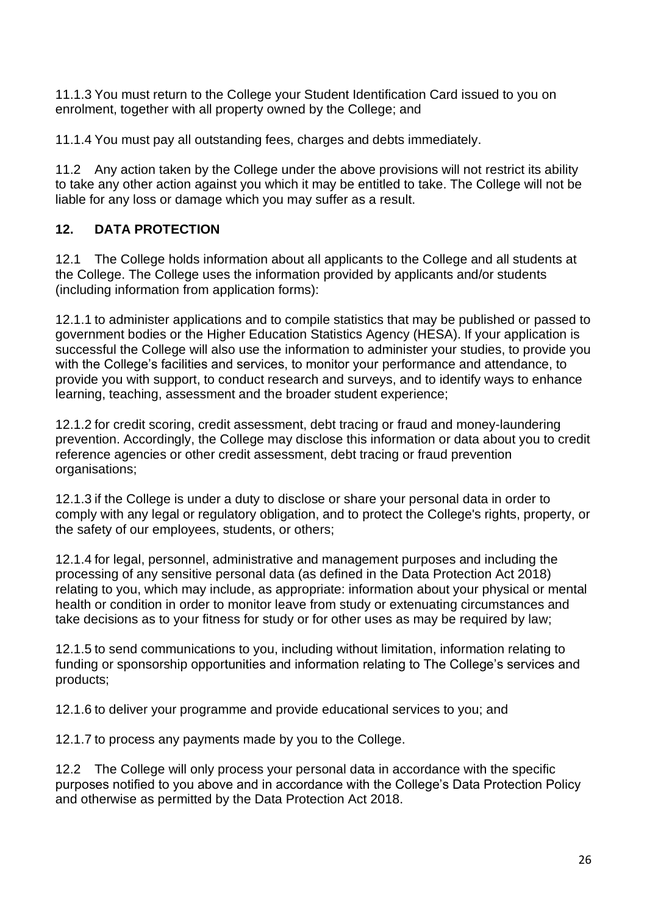11.1.3 You must return to the College your Student Identification Card issued to you on enrolment, together with all property owned by the College; and

11.1.4 You must pay all outstanding fees, charges and debts immediately.

11.2 Any action taken by the College under the above provisions will not restrict its ability to take any other action against you which it may be entitled to take. The College will not be liable for any loss or damage which you may suffer as a result.

## 12. DATA PROTECTION

12.1 The College holds information about all applicants to the College and all students at the College. The College uses the information provided by applicants and/or students (including information from application forms):

12.1.1 to administer applications and to compile statistics that may be published or passed to government bodies or the Higher Education Statistics Agency (HESA). If your application is successful the College will also use the information to administer your studies, to provide you with the College's facilities and services, to monitor your performance and attendance, to provide you with support, to conduct research and surveys, and to identify ways to enhance learning, teaching, assessment and the broader student experience;

12.1.2 for credit scoring, credit assessment, debt tracing or fraud and money-laundering prevention. Accordingly, the College may disclose this information or data about you to credit reference agencies or other credit assessment, debt tracing or fraud prevention organisations;

12.1.3 if the College is under a duty to disclose or share your personal data in order to comply with any legal or regulatory obligation, and to protect the College's rights, property, or the safety of our employees, students, or others;

12.1.4 for legal, personnel, administrative and management purposes and including the processing of any sensitive personal data (as defined in the Data Protection Act 2018) relating to you, which may include, as appropriate: information about your physical or mental health or condition in order to monitor leave from study or extenuating circumstances and take decisions as to your fitness for study or for other uses as may be required by law;

12.1.5 to send communications to you, including without limitation, information relating to funding or sponsorship opportunities and information relating to The College's services and products;

12.1.6 to deliver your programme and provide educational services to you; and

12.1.7 to process any payments made by you to the College.

12.2 The College will only process your personal data in accordance with the specific purposes notified to you above and in accordance with the College's Data Protection Policy and otherwise as permitted by the Data Protection Act 2018.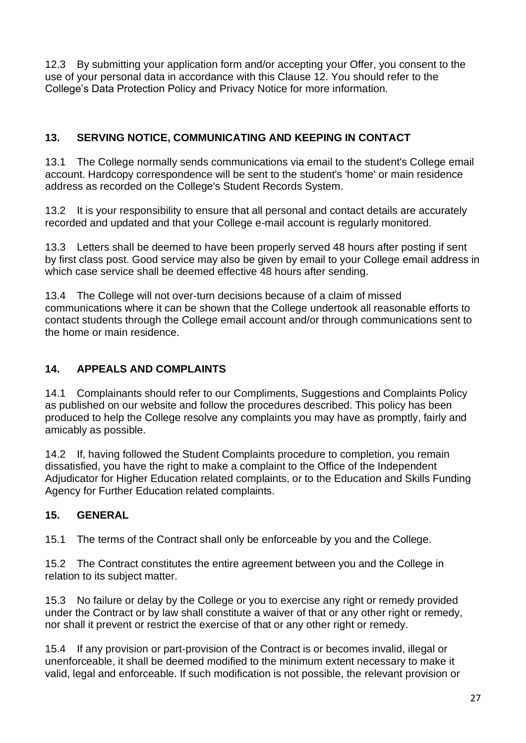12.3 By submitting your application form and/or accepting your Offer, you consent to the use of your personal data in accordance with this Clause 12. You should refer to the College's Data Protection Policy and Privacy Notice for more information.

## 13. SERVING NOTICE, COMMUNICATING AND KEEPING IN CONTACT

13.1 The College normally sends communications via email to the student's College email account. Hardcopy correspondence will be sent to the student's 'home' or main residence address as recorded on the College's Student Records System.

13.2 It is your responsibility to ensure that all personal and contact details are accurately recorded and updated and that your College e-mail account is regularly monitored.

13.3 Letters shall be deemed to have been properly served 48 hours after posting if sent by first class post. Good service may also be given by email to your College email address in which case service shall be deemed effective 48 hours after sending.

13.4 The College will not over-turn decisions because of a claim of missed communications where it can be shown that the College undertook all reasonable efforts to contact students through the College email account and/or through communications sent to the home or main residence.

## 14. APPEALS AND COMPLAINTS

14.1 Complainants should refer to our Compliments, Suggestions and Complaints Policy as published on our website and follow the procedures described. This policy has been produced to help the College resolve any complaints you may have as promptly, fairly and amicably as possible.

14.2 If, having followed the Student Complaints procedure to completion, you remain dissatisfied, you have the right to make a complaint to the Office of the Independent Adjudicator for Higher Education related complaints, or to the Education and Skills Funding Agency for Further Education related complaints.

## 15. GENERAL

15.1 The terms of the Contract shall only be enforceable by you and the College.

15.2 The Contract constitutes the entire agreement between you and the College in relation to its subject matter.

15.3 No failure or delay by the College or you to exercise any right or remedy provided under the Contract or by law shall constitute a waiver of that or any other right or remedy, nor shall it prevent or restrict the exercise of that or any other right or remedy.

15.4 If any provision or part-provision of the Contract is or becomes invalid, illegal or unenforceable, it shall be deemed modified to the minimum extent necessary to make it valid, legal and enforceable. If such modification is not possible, the relevant provision or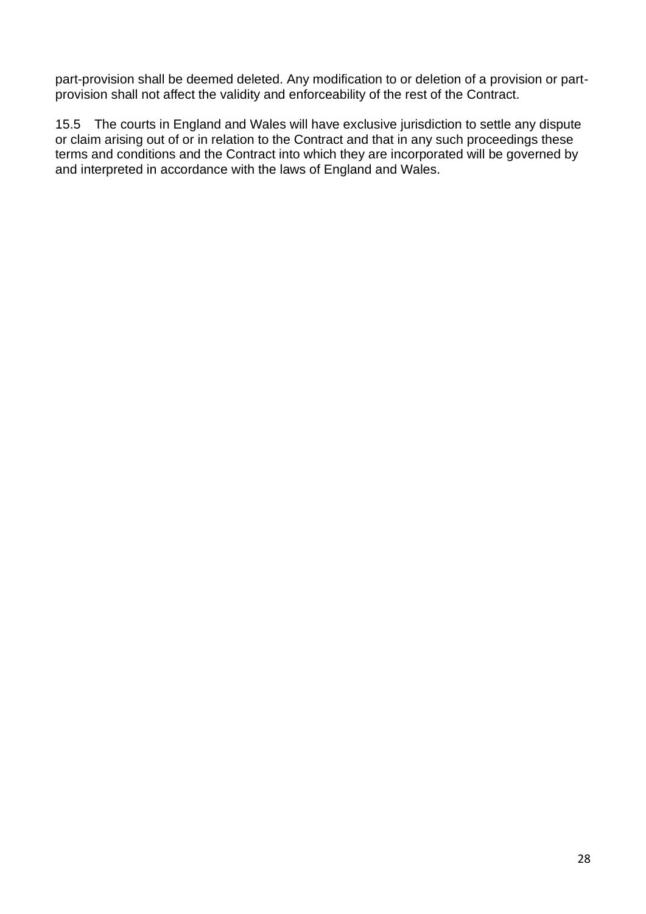part-provision shall be deemed deleted. Any modification to or deletion of a provision or part-provision shall not affect the validity and enforceability of the rest of the Contract.

15.5 The courts in England and Wales will have exclusive jurisdiction to settle any dispute or claim arising out of or in relation to the Contract and that in any such proceedings these terms and conditions and the Contract into which they are incorporated will be governed by and interpreted in accordance with the laws of England and Wales.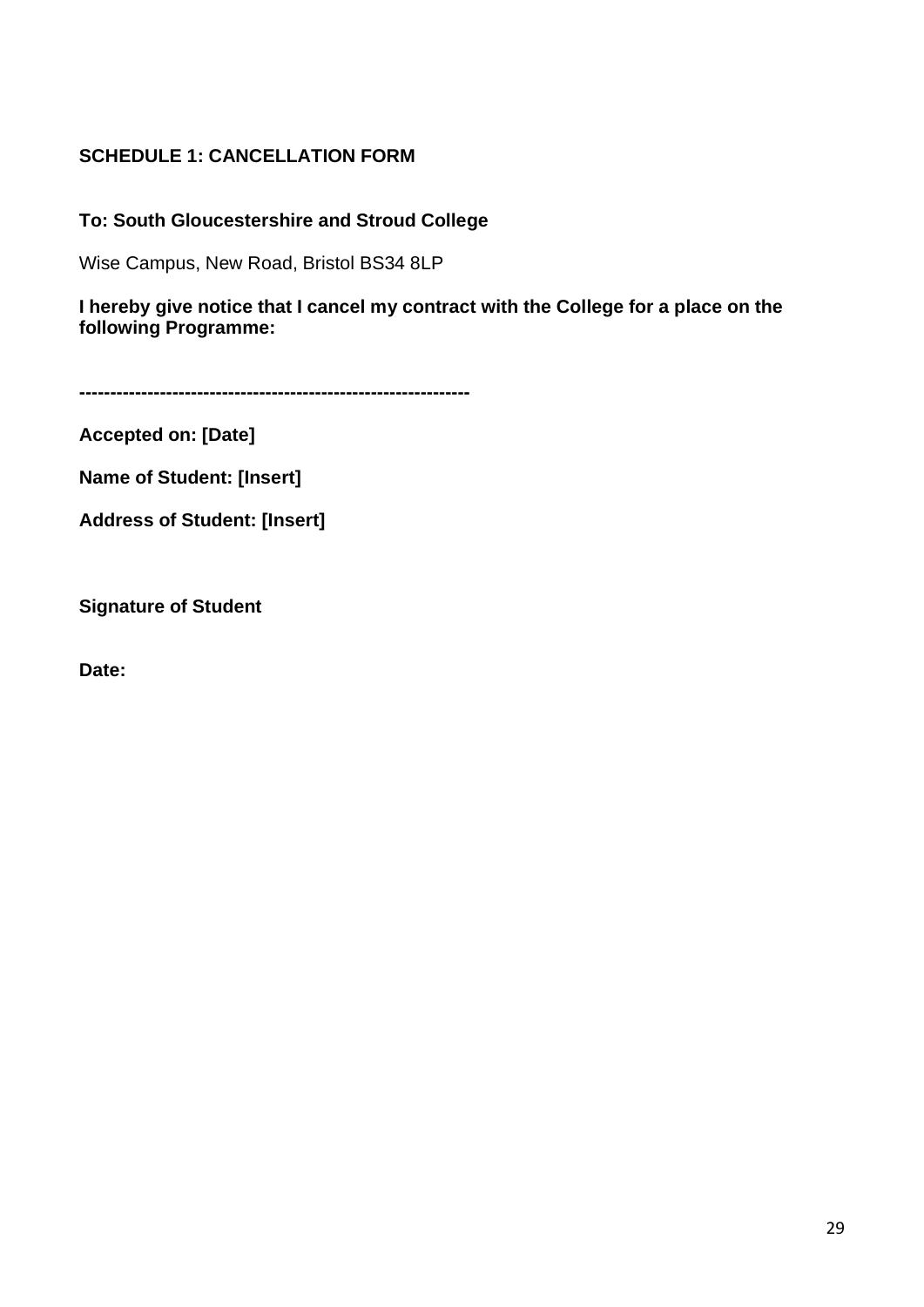## SCHEDULE 1: CANCELLATION FORM

**To: South Gloucestershire and Stroud College**

Wise Campus, New Road, Bristol BS34 8LP

**I hereby give notice that I cancel my contract with the College for a place on the following Programme:**

**--------------------------------------------------------------**

**Accepted on: [Date]**

**Name of Student: [Insert]**

**Address of Student: [Insert]**

**Signature of Student**

**Date:**